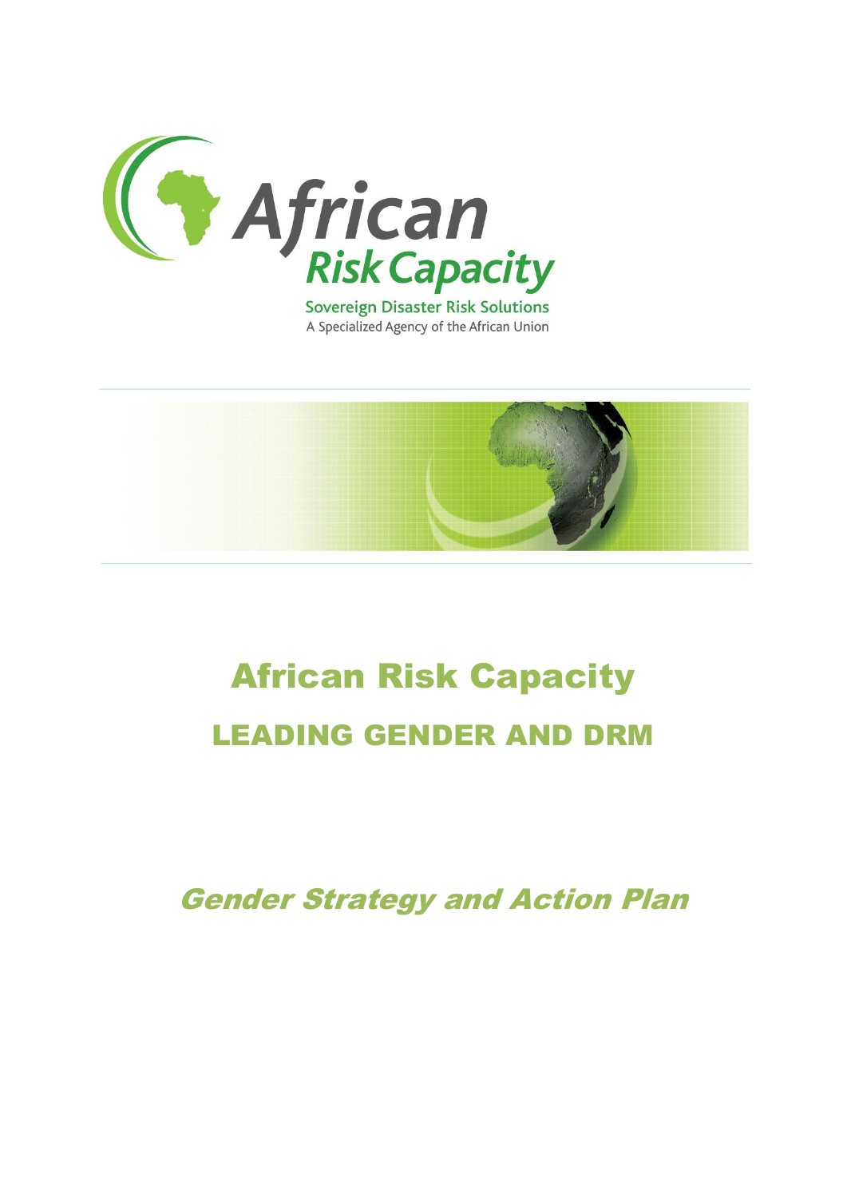African Risk Capacity

Sovereign Disaster Risk Solutions

A Specialized Agency of the African Union

# African Risk Capacity

## LEADING GENDER AND DRM

### *Gender Strategy and Action Plan*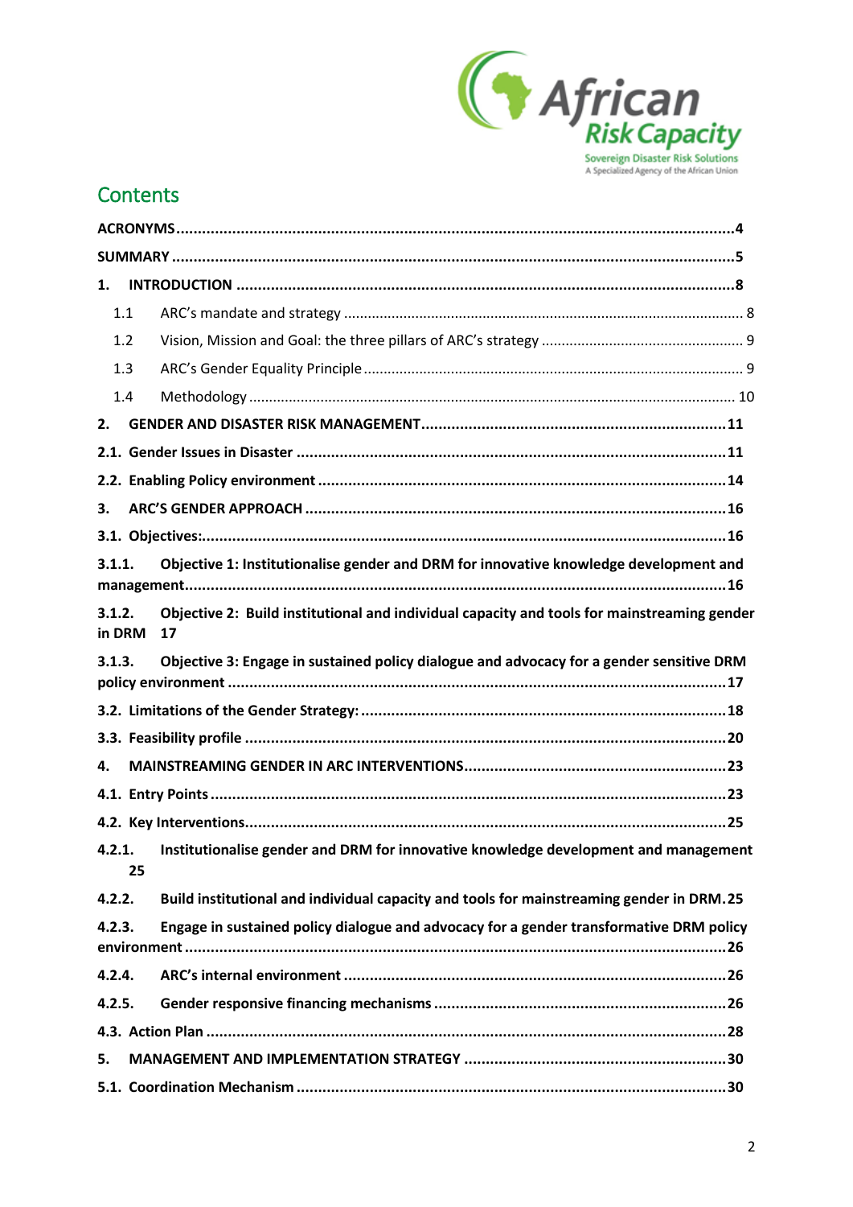## Contents

**ACRONYMS** .......... 4

**SUMMARY** .......... 5

**1. INTRODUCTION** .......... 8

1.1 ARC's mandate and strategy .......... 8

1.2 Vision, Mission and Goal: the three pillars of ARC's strategy .......... 9

1.3 ARC's Gender Equality Principle .......... 9

1.4 Methodology .......... 10

**2. GENDER AND DISASTER RISK MANAGEMENT** .......... 11

**2.1. Gender Issues in Disaster** .......... 11

**2.2. Enabling Policy environment** .......... 14

**3. ARC'S GENDER APPROACH** .......... 16

**3.1. Objectives:** .......... 16

**3.1.1. Objective 1: Institutionalise gender and DRM for innovative knowledge development and management** .......... 16

**3.1.2. Objective 2: Build institutional and individual capacity and tools for mainstreaming gender in DRM** 17

**3.1.3. Objective 3: Engage in sustained policy dialogue and advocacy for a gender sensitive DRM policy environment** .......... 17

**3.2. Limitations of the Gender Strategy:** .......... 18

**3.3. Feasibility profile** .......... 20

**4. MAINSTREAMING GENDER IN ARC INTERVENTIONS** .......... 23

**4.1. Entry Points** .......... 23

**4.2. Key Interventions** .......... 25

**4.2.1. Institutionalise gender and DRM for innovative knowledge development and management** 25

**4.2.2. Build institutional and individual capacity and tools for mainstreaming gender in DRM** .......... 25

**4.2.3. Engage in sustained policy dialogue and advocacy for a gender transformative DRM policy environment** .......... 26

**4.2.4. ARC's internal environment** .......... 26

**4.2.5. Gender responsive financing mechanisms** .......... 26

**4.3. Action Plan** .......... 28

**5. MANAGEMENT AND IMPLEMENTATION STRATEGY** .......... 30

**5.1. Coordination Mechanism** .......... 30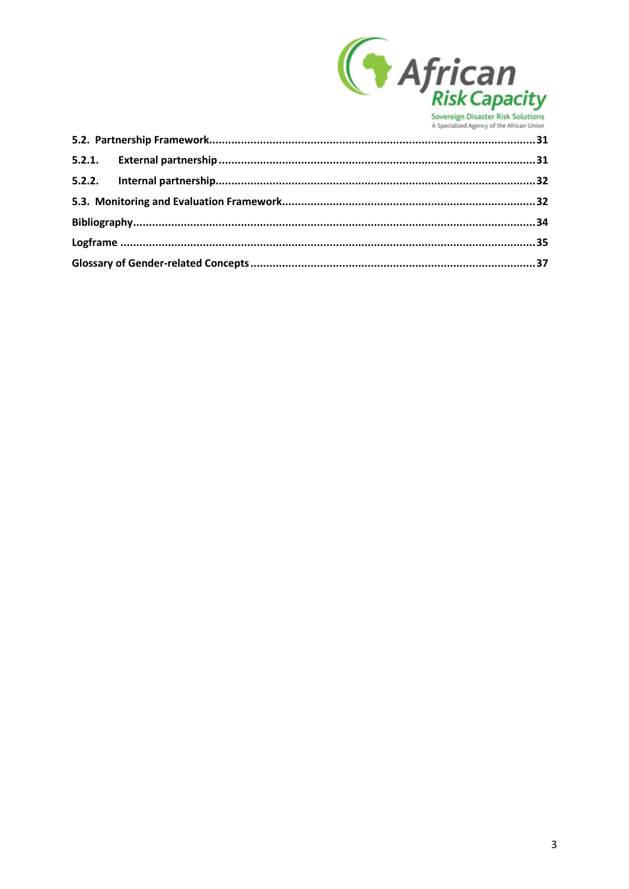**5.2. Partnership Framework** ........................................................................................................ **31**

**5.2.1. External partnership** ...................................................................................................... **31**

**5.2.2. Internal partnership** ....................................................................................................... **32**

**5.3. Monitoring and Evaluation Framework** ..................................................................................... **32**

**Bibliography** ........................................................................................................................ **34**

**Logframe** ............................................................................................................................ **35**

**Glossary of Gender-related Concepts** ........................................................................................ **37**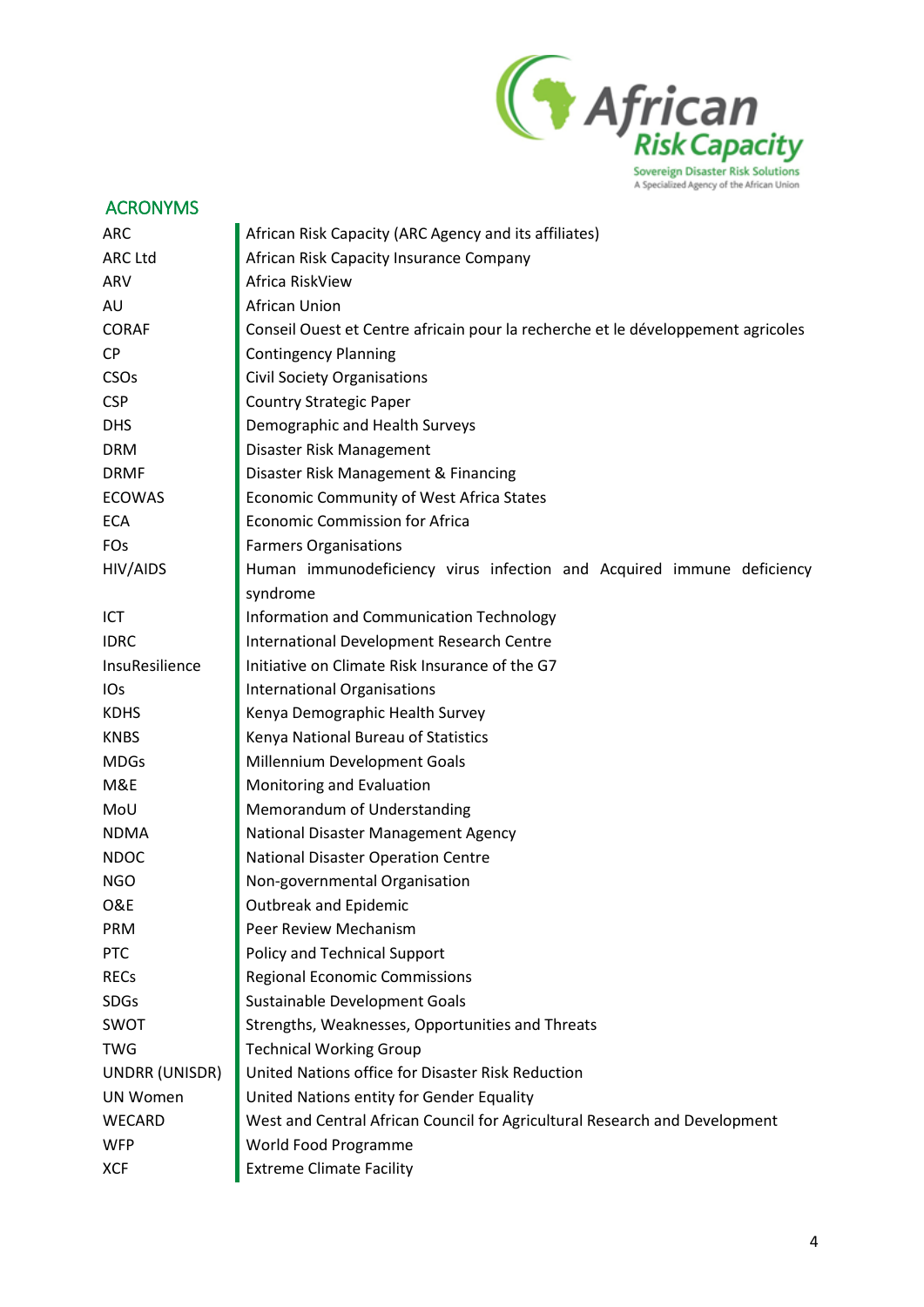## ACRONYMS

| | |
|---|---|
| ARC | African Risk Capacity (ARC Agency and its affiliates) |
| ARC Ltd | African Risk Capacity Insurance Company |
| ARV | Africa RiskView |
| AU | African Union |
| CORAF | Conseil Ouest et Centre africain pour la recherche et le développement agricoles |
| CP | Contingency Planning |
| CSOs | Civil Society Organisations |
| CSP | Country Strategic Paper |
| DHS | Demographic and Health Surveys |
| DRM | Disaster Risk Management |
| DRMF | Disaster Risk Management & Financing |
| ECOWAS | Economic Community of West Africa States |
| ECA | Economic Commission for Africa |
| FOs | Farmers Organisations |
| HIV/AIDS | Human immunodeficiency virus infection and Acquired immune deficiency syndrome |
| ICT | Information and Communication Technology |
| IDRC | International Development Research Centre |
| InsuResilience | Initiative on Climate Risk Insurance of the G7 |
| IOs | International Organisations |
| KDHS | Kenya Demographic Health Survey |
| KNBS | Kenya National Bureau of Statistics |
| MDGs | Millennium Development Goals |
| M&E | Monitoring and Evaluation |
| MoU | Memorandum of Understanding |
| NDMA | National Disaster Management Agency |
| NDOC | National Disaster Operation Centre |
| NGO | Non-governmental Organisation |
| O&E | Outbreak and Epidemic |
| PRM | Peer Review Mechanism |
| PTC | Policy and Technical Support |
| RECs | Regional Economic Commissions |
| SDGs | Sustainable Development Goals |
| SWOT | Strengths, Weaknesses, Opportunities and Threats |
| TWG | Technical Working Group |
| UNDRR (UNISDR) | United Nations office for Disaster Risk Reduction |
| UN Women | United Nations entity for Gender Equality |
| WECARD | West and Central African Council for Agricultural Research and Development |
| WFP | World Food Programme |
| XCF | Extreme Climate Facility |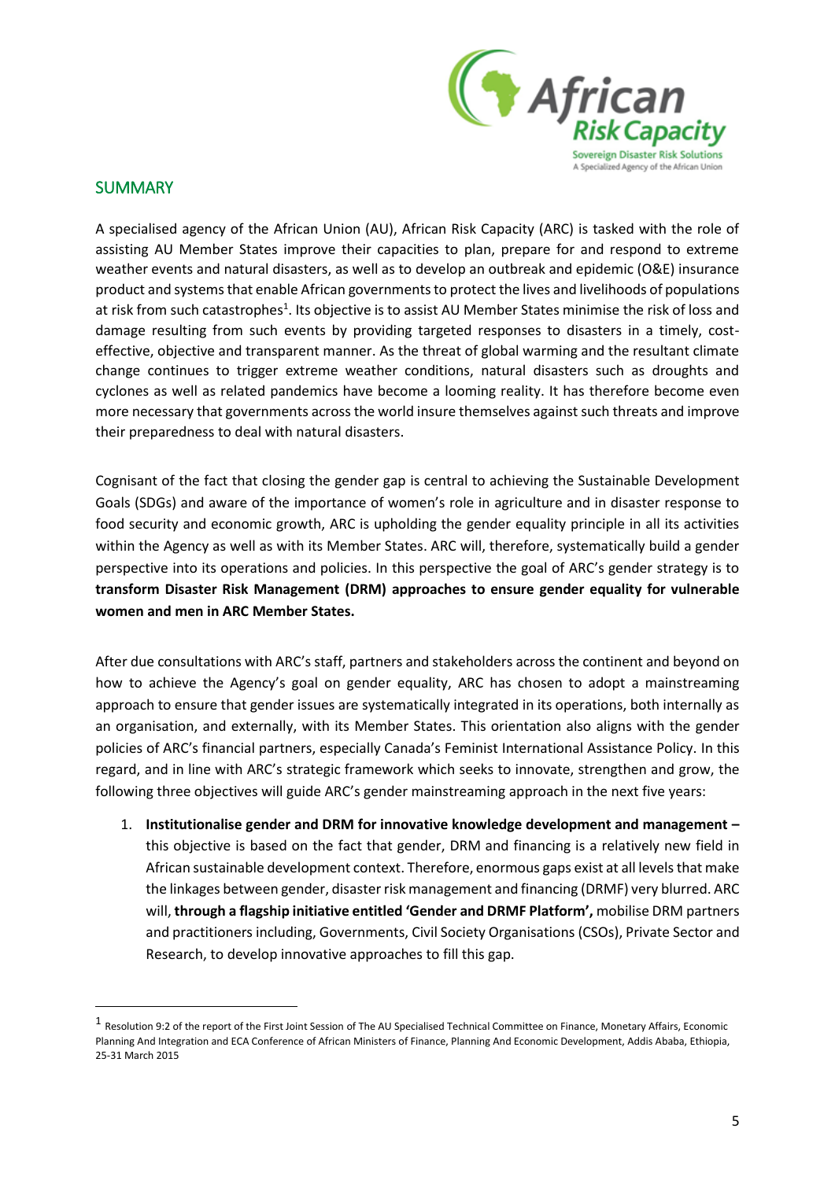## SUMMARY

A specialised agency of the African Union (AU), African Risk Capacity (ARC) is tasked with the role of assisting AU Member States improve their capacities to plan, prepare for and respond to extreme weather events and natural disasters, as well as to develop an outbreak and epidemic (O&E) insurance product and systems that enable African governments to protect the lives and livelihoods of populations at risk from such catastrophes[1]. Its objective is to assist AU Member States minimise the risk of loss and damage resulting from such events by providing targeted responses to disasters in a timely, cost-effective, objective and transparent manner. As the threat of global warming and the resultant climate change continues to trigger extreme weather conditions, natural disasters such as droughts and cyclones as well as related pandemics have become a looming reality. It has therefore become even more necessary that governments across the world insure themselves against such threats and improve their preparedness to deal with natural disasters.

Cognisant of the fact that closing the gender gap is central to achieving the Sustainable Development Goals (SDGs) and aware of the importance of women's role in agriculture and in disaster response to food security and economic growth, ARC is upholding the gender equality principle in all its activities within the Agency as well as with its Member States. ARC will, therefore, systematically build a gender perspective into its operations and policies. In this perspective the goal of ARC's gender strategy is to **transform Disaster Risk Management (DRM) approaches to ensure gender equality for vulnerable women and men in ARC Member States.**

After due consultations with ARC's staff, partners and stakeholders across the continent and beyond on how to achieve the Agency's goal on gender equality, ARC has chosen to adopt a mainstreaming approach to ensure that gender issues are systematically integrated in its operations, both internally as an organisation, and externally, with its Member States. This orientation also aligns with the gender policies of ARC's financial partners, especially Canada's Feminist International Assistance Policy. In this regard, and in line with ARC's strategic framework which seeks to innovate, strengthen and grow, the following three objectives will guide ARC's gender mainstreaming approach in the next five years:

1. **Institutionalise gender and DRM for innovative knowledge development and management –** this objective is based on the fact that gender, DRM and financing is a relatively new field in African sustainable development context. Therefore, enormous gaps exist at all levels that make the linkages between gender, disaster risk management and financing (DRMF) very blurred. ARC will, **through a flagship initiative entitled 'Gender and DRMF Platform',** mobilise DRM partners and practitioners including, Governments, Civil Society Organisations (CSOs), Private Sector and Research, to develop innovative approaches to fill this gap.

[1] Resolution 9:2 of the report of the First Joint Session of The AU Specialised Technical Committee on Finance, Monetary Affairs, Economic Planning And Integration and ECA Conference of African Ministers of Finance, Planning And Economic Development, Addis Ababa, Ethiopia, 25-31 March 2015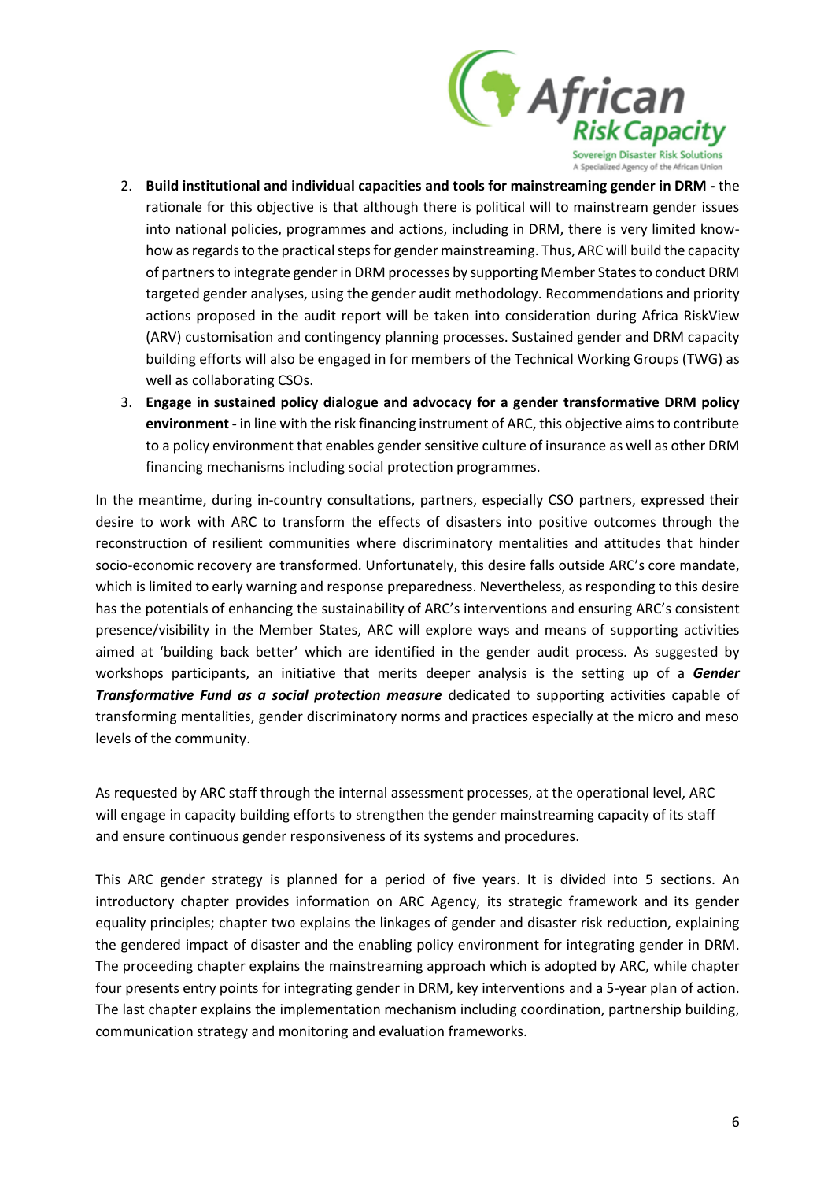2. **Build institutional and individual capacities and tools for mainstreaming gender in DRM -** the rationale for this objective is that although there is political will to mainstream gender issues into national policies, programmes and actions, including in DRM, there is very limited know-how as regards to the practical steps for gender mainstreaming. Thus, ARC will build the capacity of partners to integrate gender in DRM processes by supporting Member States to conduct DRM targeted gender analyses, using the gender audit methodology. Recommendations and priority actions proposed in the audit report will be taken into consideration during Africa RiskView (ARV) customisation and contingency planning processes. Sustained gender and DRM capacity building efforts will also be engaged in for members of the Technical Working Groups (TWG) as well as collaborating CSOs.
3. **Engage in sustained policy dialogue and advocacy for a gender transformative DRM policy environment -** in line with the risk financing instrument of ARC, this objective aims to contribute to a policy environment that enables gender sensitive culture of insurance as well as other DRM financing mechanisms including social protection programmes.

In the meantime, during in-country consultations, partners, especially CSO partners, expressed their desire to work with ARC to transform the effects of disasters into positive outcomes through the reconstruction of resilient communities where discriminatory mentalities and attitudes that hinder socio-economic recovery are transformed. Unfortunately, this desire falls outside ARC's core mandate, which is limited to early warning and response preparedness. Nevertheless, as responding to this desire has the potentials of enhancing the sustainability of ARC's interventions and ensuring ARC's consistent presence/visibility in the Member States, ARC will explore ways and means of supporting activities aimed at 'building back better' which are identified in the gender audit process. As suggested by workshops participants, an initiative that merits deeper analysis is the setting up of a ***Gender Transformative Fund as a social protection measure*** dedicated to supporting activities capable of transforming mentalities, gender discriminatory norms and practices especially at the micro and meso levels of the community.

As requested by ARC staff through the internal assessment processes, at the operational level, ARC will engage in capacity building efforts to strengthen the gender mainstreaming capacity of its staff and ensure continuous gender responsiveness of its systems and procedures.

This ARC gender strategy is planned for a period of five years. It is divided into 5 sections. An introductory chapter provides information on ARC Agency, its strategic framework and its gender equality principles; chapter two explains the linkages of gender and disaster risk reduction, explaining the gendered impact of disaster and the enabling policy environment for integrating gender in DRM. The proceeding chapter explains the mainstreaming approach which is adopted by ARC, while chapter four presents entry points for integrating gender in DRM, key interventions and a 5-year plan of action. The last chapter explains the implementation mechanism including coordination, partnership building, communication strategy and monitoring and evaluation frameworks.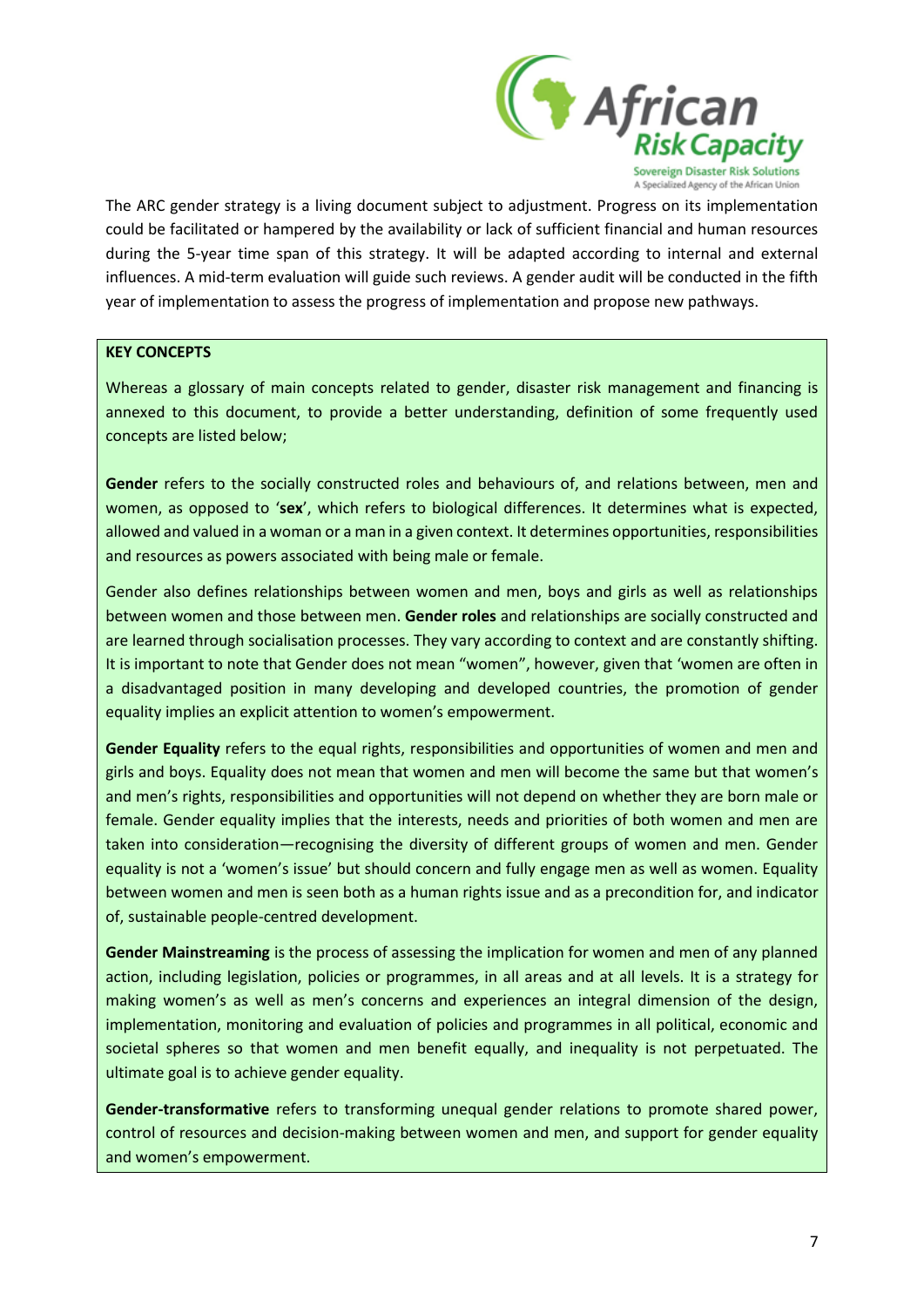The ARC gender strategy is a living document subject to adjustment. Progress on its implementation could be facilitated or hampered by the availability or lack of sufficient financial and human resources during the 5-year time span of this strategy. It will be adapted according to internal and external influences. A mid-term evaluation will guide such reviews. A gender audit will be conducted in the fifth year of implementation to assess the progress of implementation and propose new pathways.

**KEY CONCEPTS**

Whereas a glossary of main concepts related to gender, disaster risk management and financing is annexed to this document, to provide a better understanding, definition of some frequently used concepts are listed below;

**Gender** refers to the socially constructed roles and behaviours of, and relations between, men and women, as opposed to '**sex**', which refers to biological differences. It determines what is expected, allowed and valued in a woman or a man in a given context. It determines opportunities, responsibilities and resources as powers associated with being male or female.

Gender also defines relationships between women and men, boys and girls as well as relationships between women and those between men. **Gender roles** and relationships are socially constructed and are learned through socialisation processes. They vary according to context and are constantly shifting. It is important to note that Gender does not mean "women", however, given that 'women are often in a disadvantaged position in many developing and developed countries, the promotion of gender equality implies an explicit attention to women's empowerment.

**Gender Equality** refers to the equal rights, responsibilities and opportunities of women and men and girls and boys. Equality does not mean that women and men will become the same but that women's and men's rights, responsibilities and opportunities will not depend on whether they are born male or female. Gender equality implies that the interests, needs and priorities of both women and men are taken into consideration—recognising the diversity of different groups of women and men. Gender equality is not a 'women's issue' but should concern and fully engage men as well as women. Equality between women and men is seen both as a human rights issue and as a precondition for, and indicator of, sustainable people-centred development.

**Gender Mainstreaming** is the process of assessing the implication for women and men of any planned action, including legislation, policies or programmes, in all areas and at all levels. It is a strategy for making women's as well as men's concerns and experiences an integral dimension of the design, implementation, monitoring and evaluation of policies and programmes in all political, economic and societal spheres so that women and men benefit equally, and inequality is not perpetuated. The ultimate goal is to achieve gender equality.

**Gender-transformative** refers to transforming unequal gender relations to promote shared power, control of resources and decision-making between women and men, and support for gender equality and women's empowerment.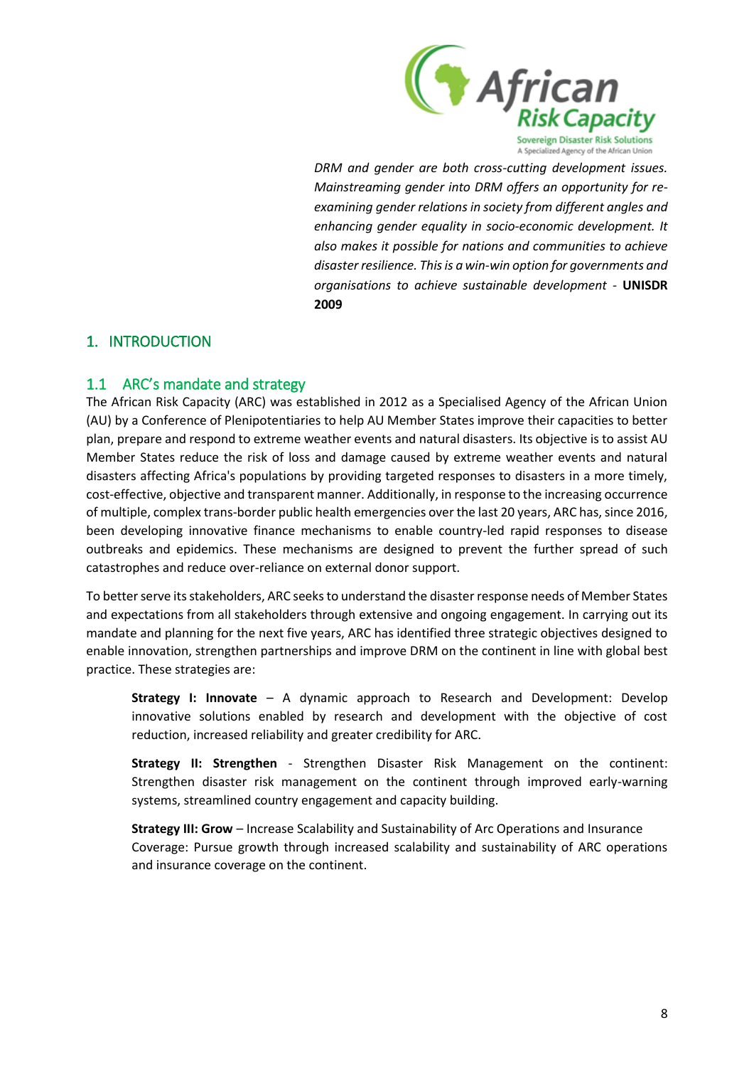*DRM and gender are both cross-cutting development issues. Mainstreaming gender into DRM offers an opportunity for re-examining gender relations in society from different angles and enhancing gender equality in socio-economic development. It also makes it possible for nations and communities to achieve disaster resilience. This is a win-win option for governments and organisations to achieve sustainable development* - **UNISDR 2009**

# 1. INTRODUCTION

## 1.1 ARC's mandate and strategy

The African Risk Capacity (ARC) was established in 2012 as a Specialised Agency of the African Union (AU) by a Conference of Plenipotentiaries to help AU Member States improve their capacities to better plan, prepare and respond to extreme weather events and natural disasters. Its objective is to assist AU Member States reduce the risk of loss and damage caused by extreme weather events and natural disasters affecting Africa's populations by providing targeted responses to disasters in a more timely, cost-effective, objective and transparent manner. Additionally, in response to the increasing occurrence of multiple, complex trans-border public health emergencies over the last 20 years, ARC has, since 2016, been developing innovative finance mechanisms to enable country-led rapid responses to disease outbreaks and epidemics. These mechanisms are designed to prevent the further spread of such catastrophes and reduce over-reliance on external donor support.

To better serve its stakeholders, ARC seeks to understand the disaster response needs of Member States and expectations from all stakeholders through extensive and ongoing engagement. In carrying out its mandate and planning for the next five years, ARC has identified three strategic objectives designed to enable innovation, strengthen partnerships and improve DRM on the continent in line with global best practice. These strategies are:

**Strategy I: Innovate** – A dynamic approach to Research and Development: Develop innovative solutions enabled by research and development with the objective of cost reduction, increased reliability and greater credibility for ARC.

**Strategy II: Strengthen** - Strengthen Disaster Risk Management on the continent: Strengthen disaster risk management on the continent through improved early-warning systems, streamlined country engagement and capacity building.

**Strategy III: Grow** – Increase Scalability and Sustainability of Arc Operations and Insurance Coverage: Pursue growth through increased scalability and sustainability of ARC operations and insurance coverage on the continent.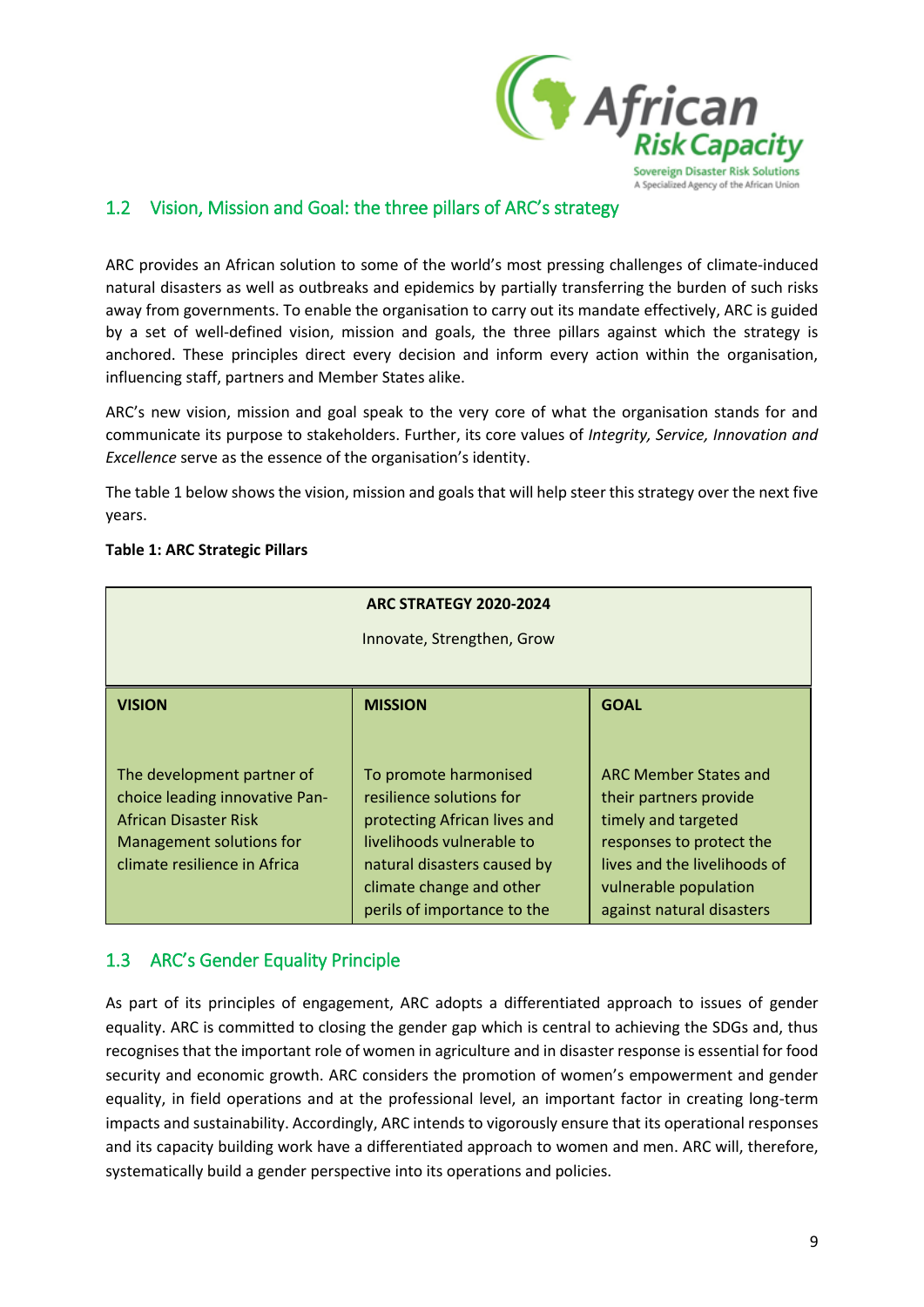## 1.2 Vision, Mission and Goal: the three pillars of ARC's strategy

ARC provides an African solution to some of the world's most pressing challenges of climate-induced natural disasters as well as outbreaks and epidemics by partially transferring the burden of such risks away from governments. To enable the organisation to carry out its mandate effectively, ARC is guided by a set of well-defined vision, mission and goals, the three pillars against which the strategy is anchored. These principles direct every decision and inform every action within the organisation, influencing staff, partners and Member States alike.

ARC's new vision, mission and goal speak to the very core of what the organisation stands for and communicate its purpose to stakeholders. Further, its core values of *Integrity, Service, Innovation and Excellence* serve as the essence of the organisation's identity.

The table 1 below shows the vision, mission and goals that will help steer this strategy over the next five years.

**Table 1: ARC Strategic Pillars**

| **ARC STRATEGY 2020-2024**<br>Innovate, Strengthen, Grow | | |
|---|---|---|
| **VISION** | **MISSION** | **GOAL** |
| The development partner of choice leading innovative Pan-African Disaster Risk Management solutions for climate resilience in Africa | To promote harmonised resilience solutions for protecting African lives and livelihoods vulnerable to natural disasters caused by climate change and other perils of importance to the | ARC Member States and their partners provide timely and targeted responses to protect the lives and the livelihoods of vulnerable population against natural disasters |

## 1.3 ARC's Gender Equality Principle

As part of its principles of engagement, ARC adopts a differentiated approach to issues of gender equality. ARC is committed to closing the gender gap which is central to achieving the SDGs and, thus recognises that the important role of women in agriculture and in disaster response is essential for food security and economic growth. ARC considers the promotion of women's empowerment and gender equality, in field operations and at the professional level, an important factor in creating long-term impacts and sustainability. Accordingly, ARC intends to vigorously ensure that its operational responses and its capacity building work have a differentiated approach to women and men. ARC will, therefore, systematically build a gender perspective into its operations and policies.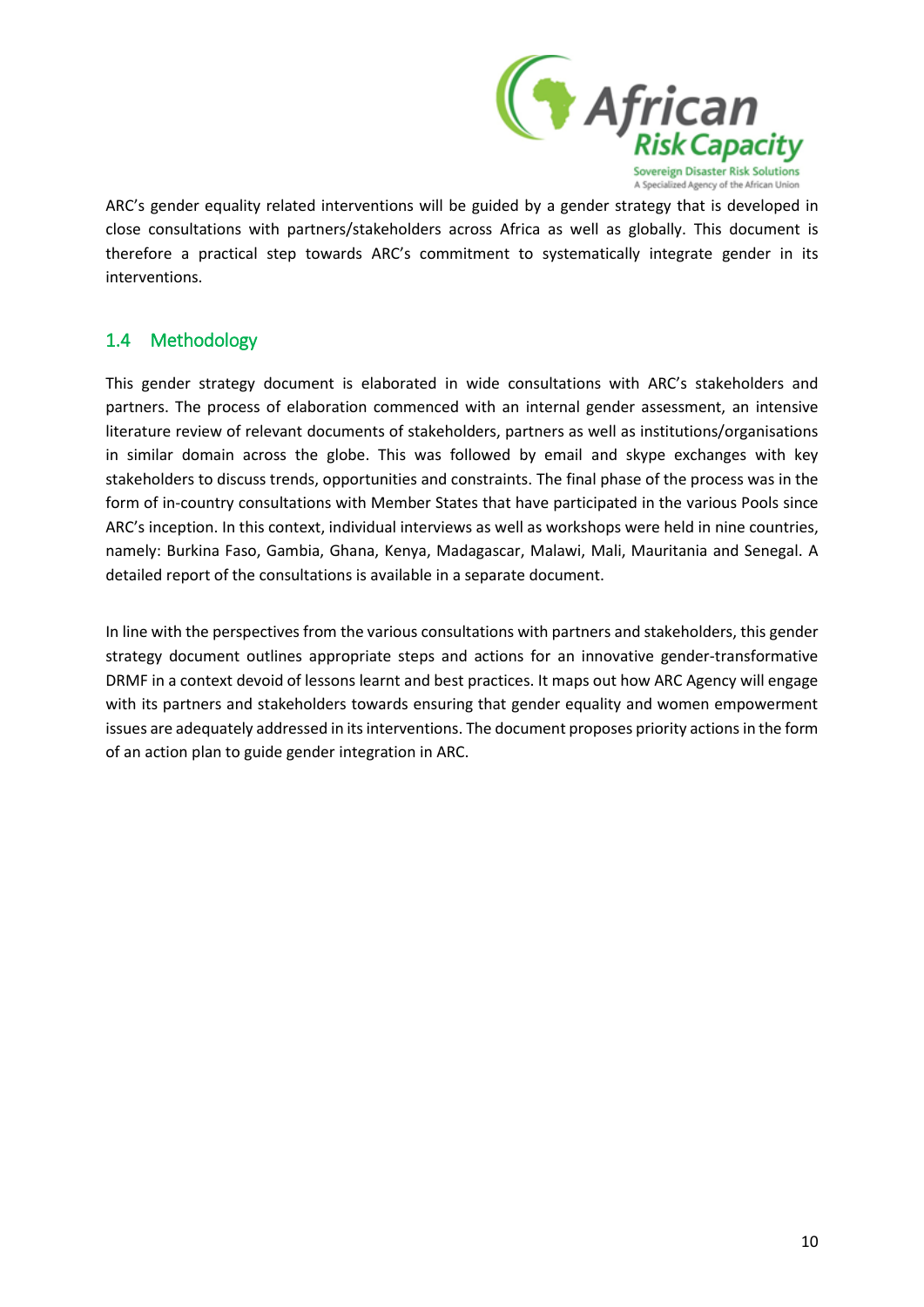ARC's gender equality related interventions will be guided by a gender strategy that is developed in close consultations with partners/stakeholders across Africa as well as globally. This document is therefore a practical step towards ARC's commitment to systematically integrate gender in its interventions.

## 1.4 Methodology

This gender strategy document is elaborated in wide consultations with ARC's stakeholders and partners. The process of elaboration commenced with an internal gender assessment, an intensive literature review of relevant documents of stakeholders, partners as well as institutions/organisations in similar domain across the globe. This was followed by email and skype exchanges with key stakeholders to discuss trends, opportunities and constraints. The final phase of the process was in the form of in-country consultations with Member States that have participated in the various Pools since ARC's inception. In this context, individual interviews as well as workshops were held in nine countries, namely: Burkina Faso, Gambia, Ghana, Kenya, Madagascar, Malawi, Mali, Mauritania and Senegal. A detailed report of the consultations is available in a separate document.

In line with the perspectives from the various consultations with partners and stakeholders, this gender strategy document outlines appropriate steps and actions for an innovative gender-transformative DRMF in a context devoid of lessons learnt and best practices. It maps out how ARC Agency will engage with its partners and stakeholders towards ensuring that gender equality and women empowerment issues are adequately addressed in its interventions. The document proposes priority actions in the form of an action plan to guide gender integration in ARC.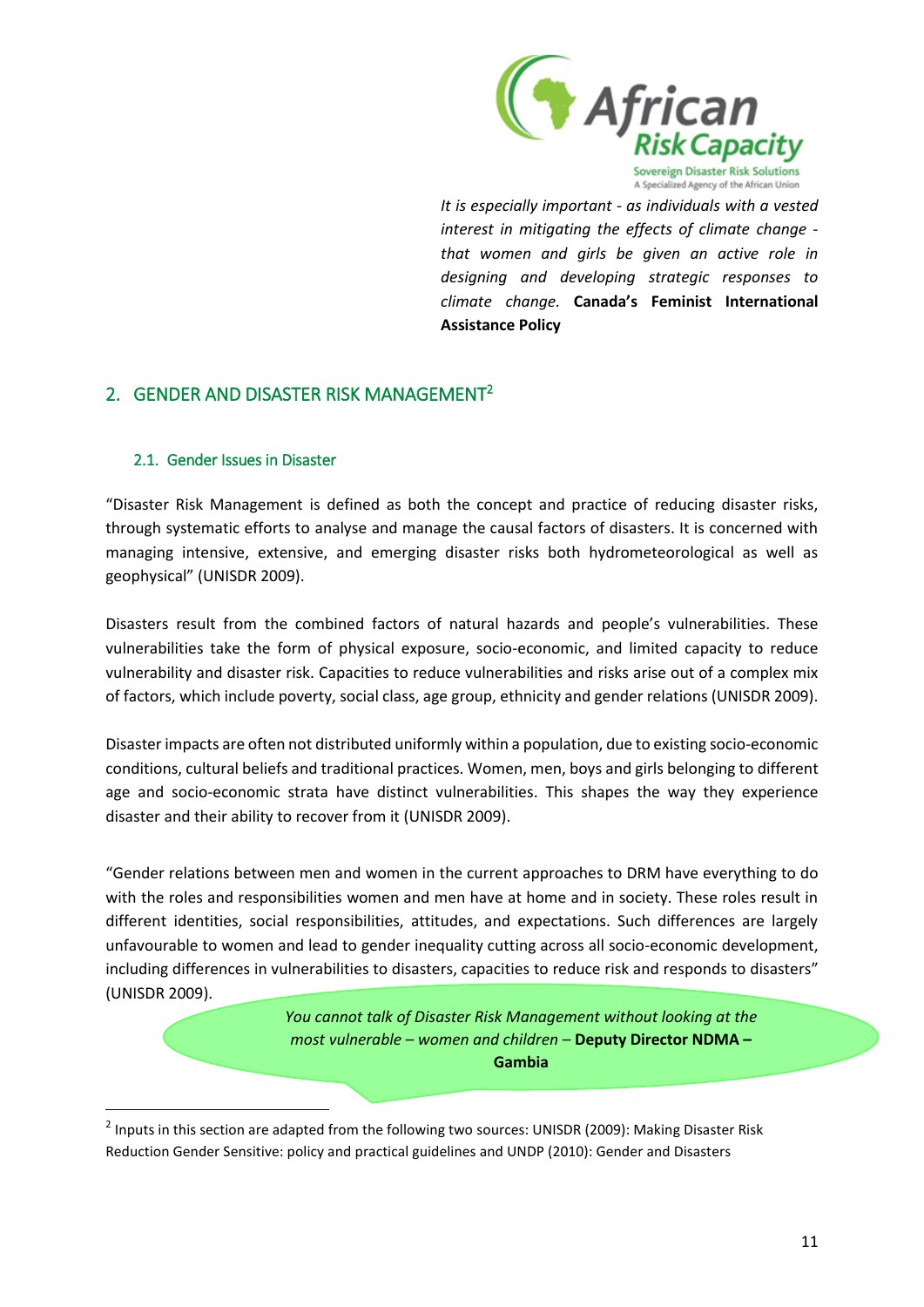*It is especially important - as individuals with a vested interest in mitigating the effects of climate change - that women and girls be given an active role in designing and developing strategic responses to climate change.* **Canada's Feminist International Assistance Policy**

## 2. GENDER AND DISASTER RISK MANAGEMENT[2]

### 2.1. Gender Issues in Disaster

"Disaster Risk Management is defined as both the concept and practice of reducing disaster risks, through systematic efforts to analyse and manage the causal factors of disasters. It is concerned with managing intensive, extensive, and emerging disaster risks both hydrometeorological as well as geophysical" (UNISDR 2009).

Disasters result from the combined factors of natural hazards and people's vulnerabilities. These vulnerabilities take the form of physical exposure, socio-economic, and limited capacity to reduce vulnerability and disaster risk. Capacities to reduce vulnerabilities and risks arise out of a complex mix of factors, which include poverty, social class, age group, ethnicity and gender relations (UNISDR 2009).

Disaster impacts are often not distributed uniformly within a population, due to existing socio-economic conditions, cultural beliefs and traditional practices. Women, men, boys and girls belonging to different age and socio-economic strata have distinct vulnerabilities. This shapes the way they experience disaster and their ability to recover from it (UNISDR 2009).

"Gender relations between men and women in the current approaches to DRM have everything to do with the roles and responsibilities women and men have at home and in society. These roles result in different identities, social responsibilities, attitudes, and expectations. Such differences are largely unfavourable to women and lead to gender inequality cutting across all socio-economic development, including differences in vulnerabilities to disasters, capacities to reduce risk and responds to disasters" (UNISDR 2009).

*You cannot talk of Disaster Risk Management without looking at the most vulnerable – women and children –* **Deputy Director NDMA – Gambia**

[2] Inputs in this section are adapted from the following two sources: UNISDR (2009): Making Disaster Risk Reduction Gender Sensitive: policy and practical guidelines and UNDP (2010): Gender and Disasters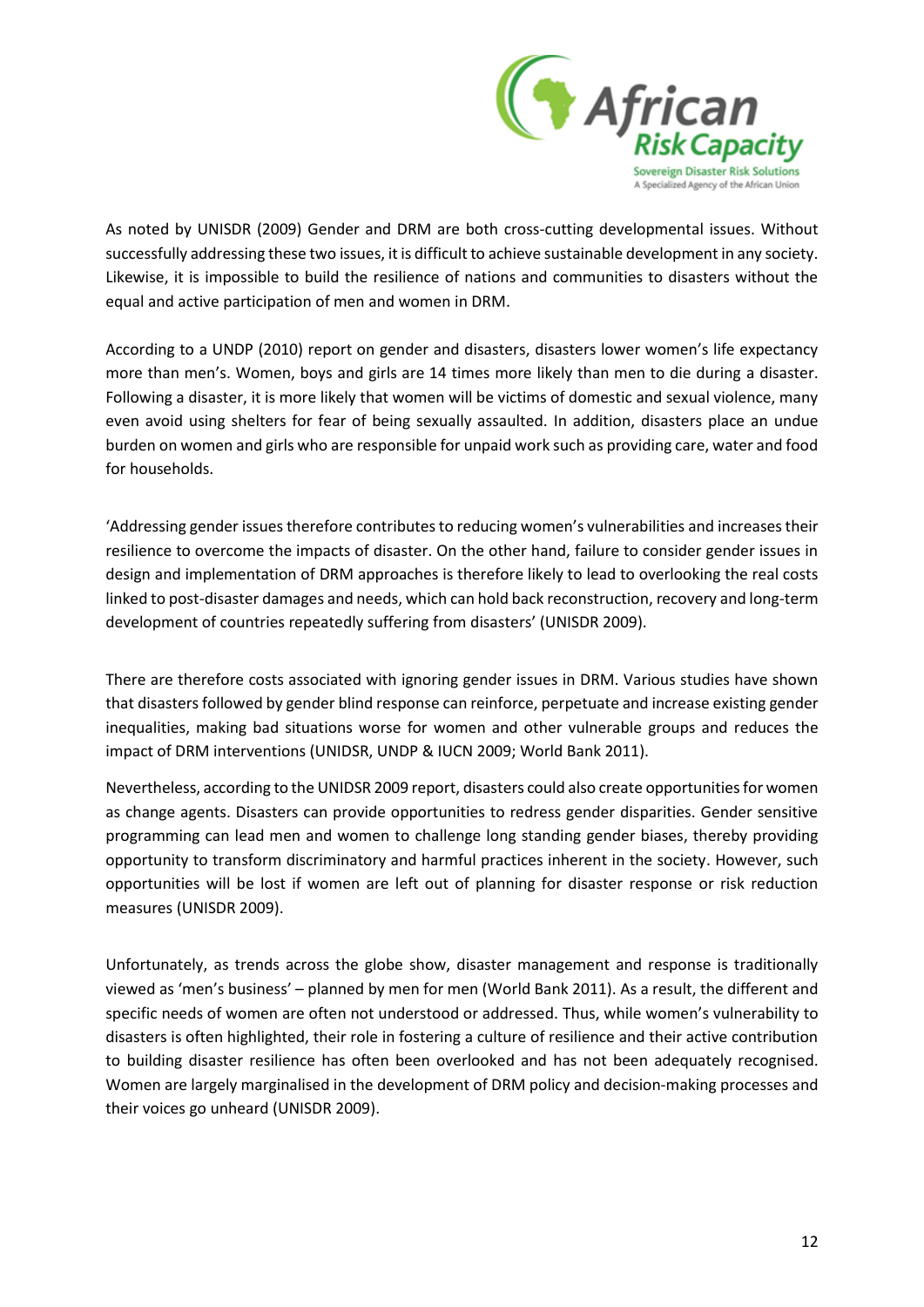As noted by UNISDR (2009) Gender and DRM are both cross-cutting developmental issues. Without successfully addressing these two issues, it is difficult to achieve sustainable development in any society. Likewise, it is impossible to build the resilience of nations and communities to disasters without the equal and active participation of men and women in DRM.

According to a UNDP (2010) report on gender and disasters, disasters lower women's life expectancy more than men's. Women, boys and girls are 14 times more likely than men to die during a disaster. Following a disaster, it is more likely that women will be victims of domestic and sexual violence, many even avoid using shelters for fear of being sexually assaulted. In addition, disasters place an undue burden on women and girls who are responsible for unpaid work such as providing care, water and food for households.

'Addressing gender issues therefore contributes to reducing women's vulnerabilities and increases their resilience to overcome the impacts of disaster. On the other hand, failure to consider gender issues in design and implementation of DRM approaches is therefore likely to lead to overlooking the real costs linked to post-disaster damages and needs, which can hold back reconstruction, recovery and long-term development of countries repeatedly suffering from disasters' (UNISDR 2009).

There are therefore costs associated with ignoring gender issues in DRM. Various studies have shown that disasters followed by gender blind response can reinforce, perpetuate and increase existing gender inequalities, making bad situations worse for women and other vulnerable groups and reduces the impact of DRM interventions (UNIDSR, UNDP & IUCN 2009; World Bank 2011).

Nevertheless, according to the UNIDSR 2009 report, disasters could also create opportunities for women as change agents. Disasters can provide opportunities to redress gender disparities. Gender sensitive programming can lead men and women to challenge long standing gender biases, thereby providing opportunity to transform discriminatory and harmful practices inherent in the society. However, such opportunities will be lost if women are left out of planning for disaster response or risk reduction measures (UNISDR 2009).

Unfortunately, as trends across the globe show, disaster management and response is traditionally viewed as 'men's business' – planned by men for men (World Bank 2011). As a result, the different and specific needs of women are often not understood or addressed. Thus, while women's vulnerability to disasters is often highlighted, their role in fostering a culture of resilience and their active contribution to building disaster resilience has often been overlooked and has not been adequately recognised. Women are largely marginalised in the development of DRM policy and decision-making processes and their voices go unheard (UNISDR 2009).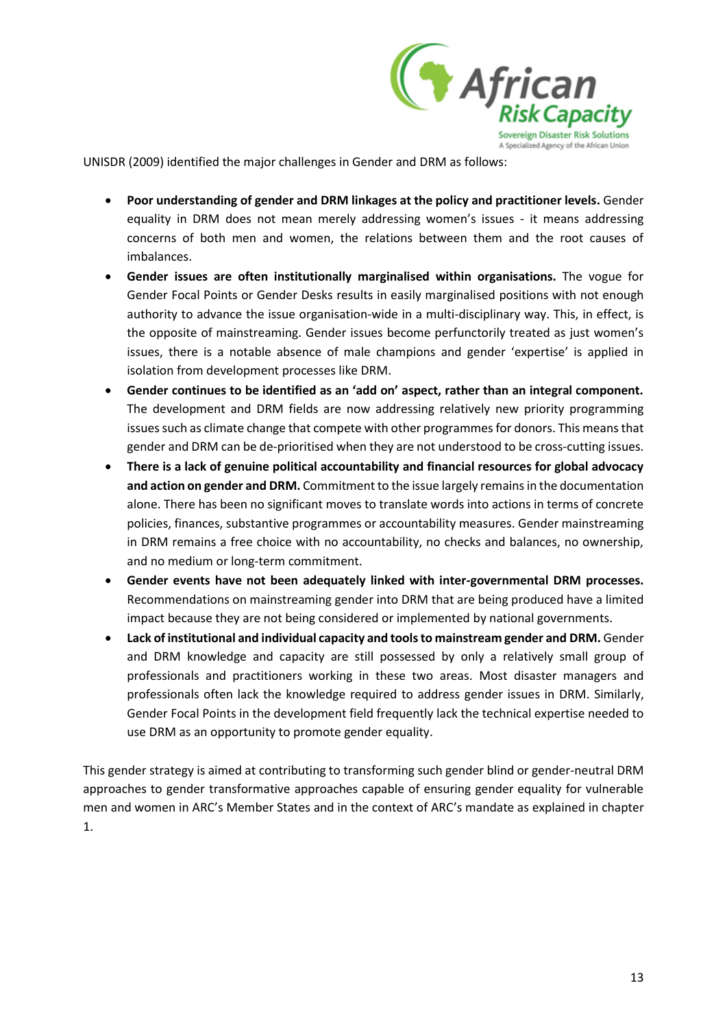UNISDR (2009) identified the major challenges in Gender and DRM as follows:

- **Poor understanding of gender and DRM linkages at the policy and practitioner levels.** Gender equality in DRM does not mean merely addressing women's issues - it means addressing concerns of both men and women, the relations between them and the root causes of imbalances.
- **Gender issues are often institutionally marginalised within organisations.** The vogue for Gender Focal Points or Gender Desks results in easily marginalised positions with not enough authority to advance the issue organisation-wide in a multi-disciplinary way. This, in effect, is the opposite of mainstreaming. Gender issues become perfunctorily treated as just women's issues, there is a notable absence of male champions and gender 'expertise' is applied in isolation from development processes like DRM.
- **Gender continues to be identified as an 'add on' aspect, rather than an integral component.** The development and DRM fields are now addressing relatively new priority programming issues such as climate change that compete with other programmes for donors. This means that gender and DRM can be de-prioritised when they are not understood to be cross-cutting issues.
- **There is a lack of genuine political accountability and financial resources for global advocacy and action on gender and DRM.** Commitment to the issue largely remains in the documentation alone. There has been no significant moves to translate words into actions in terms of concrete policies, finances, substantive programmes or accountability measures. Gender mainstreaming in DRM remains a free choice with no accountability, no checks and balances, no ownership, and no medium or long-term commitment.
- **Gender events have not been adequately linked with inter-governmental DRM processes.** Recommendations on mainstreaming gender into DRM that are being produced have a limited impact because they are not being considered or implemented by national governments.
- **Lack of institutional and individual capacity and tools to mainstream gender and DRM.** Gender and DRM knowledge and capacity are still possessed by only a relatively small group of professionals and practitioners working in these two areas. Most disaster managers and professionals often lack the knowledge required to address gender issues in DRM. Similarly, Gender Focal Points in the development field frequently lack the technical expertise needed to use DRM as an opportunity to promote gender equality.

This gender strategy is aimed at contributing to transforming such gender blind or gender-neutral DRM approaches to gender transformative approaches capable of ensuring gender equality for vulnerable men and women in ARC's Member States and in the context of ARC's mandate as explained in chapter 1.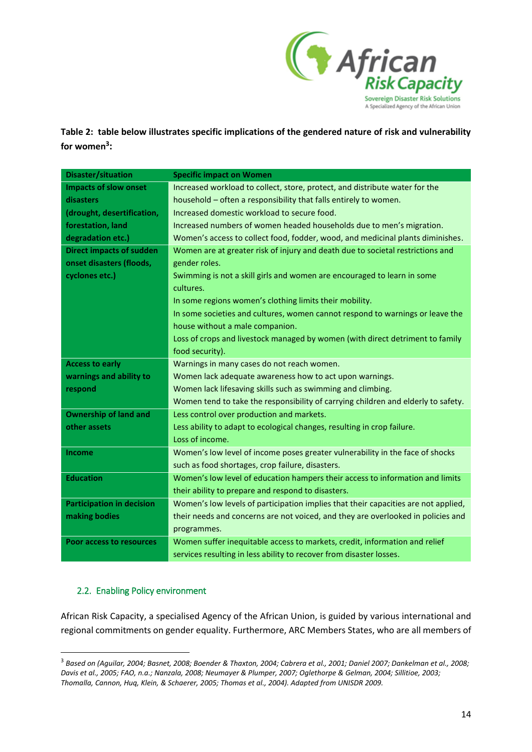**Table 2: table below illustrates specific implications of the gendered nature of risk and vulnerability for women[3]:**

| Disaster/situation | Specific impact on Women |
|---|---|
| **Impacts of slow onset disasters (drought, desertification, forestation, land degradation etc.)** | Increased workload to collect, store, protect, and distribute water for the household – often a responsibility that falls entirely to women.<br>Increased domestic workload to secure food.<br>Increased numbers of women headed households due to men's migration.<br>Women's access to collect food, fodder, wood, and medicinal plants diminishes. |
| **Direct impacts of sudden onset disasters (floods, cyclones etc.)** | Women are at greater risk of injury and death due to societal restrictions and gender roles.<br>Swimming is not a skill girls and women are encouraged to learn in some cultures.<br>In some regions women's clothing limits their mobility.<br>In some societies and cultures, women cannot respond to warnings or leave the house without a male companion.<br>Loss of crops and livestock managed by women (with direct detriment to family food security). |
| **Access to early warnings and ability to respond** | Warnings in many cases do not reach women.<br>Women lack adequate awareness how to act upon warnings.<br>Women lack lifesaving skills such as swimming and climbing.<br>Women tend to take the responsibility of carrying children and elderly to safety. |
| **Ownership of land and other assets** | Less control over production and markets.<br>Less ability to adapt to ecological changes, resulting in crop failure.<br>Loss of income. |
| **Income** | Women's low level of income poses greater vulnerability in the face of shocks such as food shortages, crop failure, disasters. |
| **Education** | Women's low level of education hampers their access to information and limits their ability to prepare and respond to disasters. |
| **Participation in decision making bodies** | Women's low levels of participation implies that their capacities are not applied, their needs and concerns are not voiced, and they are overlooked in policies and programmes. |
| **Poor access to resources** | Women suffer inequitable access to markets, credit, information and relief services resulting in less ability to recover from disaster losses. |

## 2.2. Enabling Policy environment

African Risk Capacity, a specialised Agency of the African Union, is guided by various international and regional commitments on gender equality. Furthermore, ARC Members States, who are all members of

[3] *Based on (Aguilar, 2004; Basnet, 2008; Boender & Thaxton, 2004; Cabrera et al., 2001; Daniel 2007; Dankelman et al., 2008; Davis et al., 2005; FAO, n.a.; Nanzala, 2008; Neumayer & Plumper, 2007; Oglethorpe & Gelman, 2004; Sillitioe, 2003; Thomalla, Cannon, Huq, Klein, & Schaerer, 2005; Thomas et al., 2004). Adapted from UNISDR 2009.*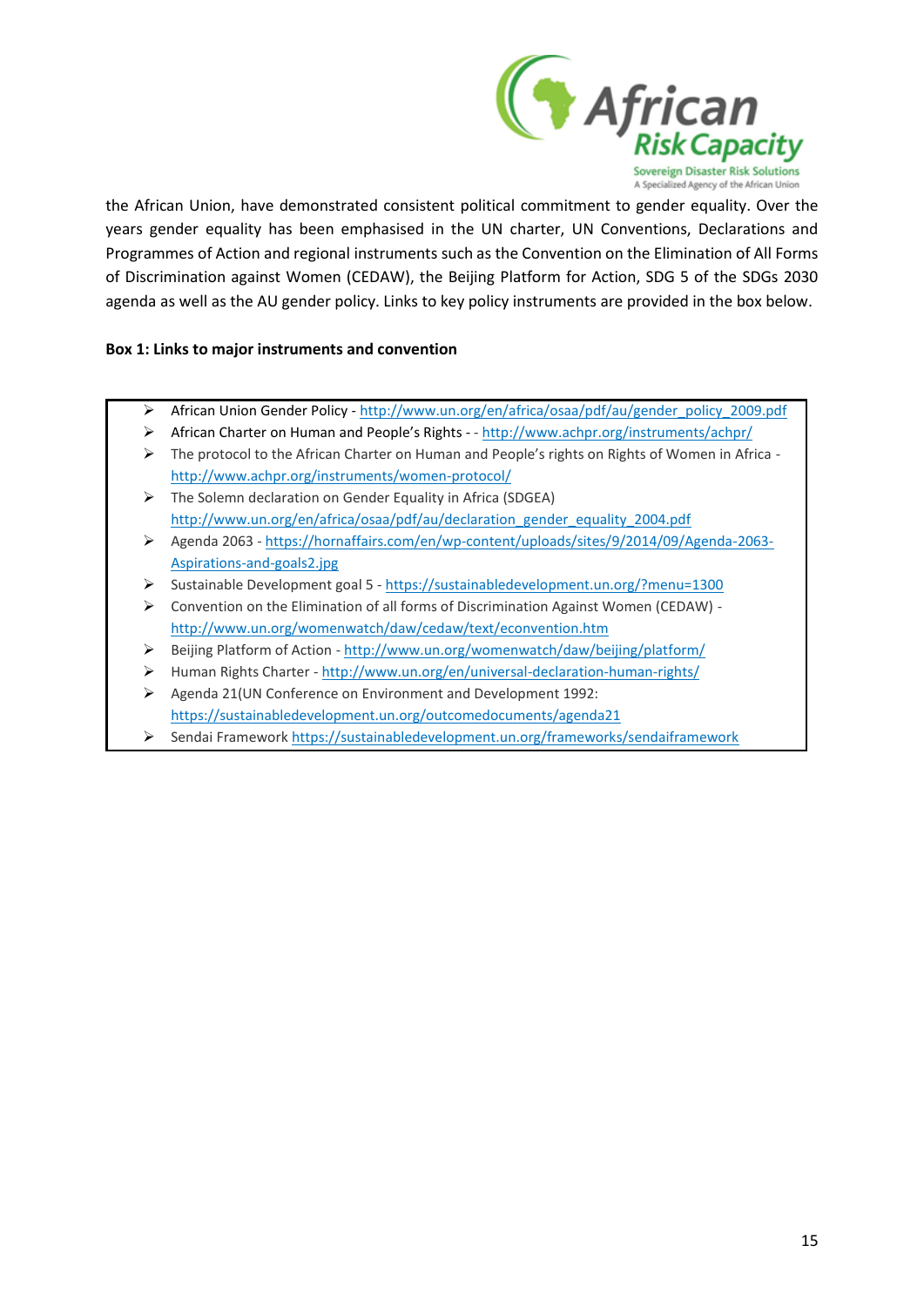the African Union, have demonstrated consistent political commitment to gender equality. Over the years gender equality has been emphasised in the UN charter, UN Conventions, Declarations and Programmes of Action and regional instruments such as the Convention on the Elimination of All Forms of Discrimination against Women (CEDAW), the Beijing Platform for Action, SDG 5 of the SDGs 2030 agenda as well as the AU gender policy. Links to key policy instruments are provided in the box below.

**Box 1: Links to major instruments and convention**

- African Union Gender Policy - http://www.un.org/en/africa/osaa/pdf/au/gender_policy_2009.pdf
- African Charter on Human and People's Rights - - http://www.achpr.org/instruments/achpr/
- The protocol to the African Charter on Human and People's rights on Rights of Women in Africa - http://www.achpr.org/instruments/women-protocol/
- The Solemn declaration on Gender Equality in Africa (SDGEA) http://www.un.org/en/africa/osaa/pdf/au/declaration_gender_equality_2004.pdf
- Agenda 2063 - https://hornaffairs.com/en/wp-content/uploads/sites/9/2014/09/Agenda-2063-Aspirations-and-goals2.jpg
- Sustainable Development goal 5 - https://sustainabledevelopment.un.org/?menu=1300
- Convention on the Elimination of all forms of Discrimination Against Women (CEDAW) - http://www.un.org/womenwatch/daw/cedaw/text/econvention.htm
- Beijing Platform of Action - http://www.un.org/womenwatch/daw/beijing/platform/
- Human Rights Charter - http://www.un.org/en/universal-declaration-human-rights/
- Agenda 21(UN Conference on Environment and Development 1992: https://sustainabledevelopment.un.org/outcomedocuments/agenda21
- Sendai Framework https://sustainabledevelopment.un.org/frameworks/sendaiframework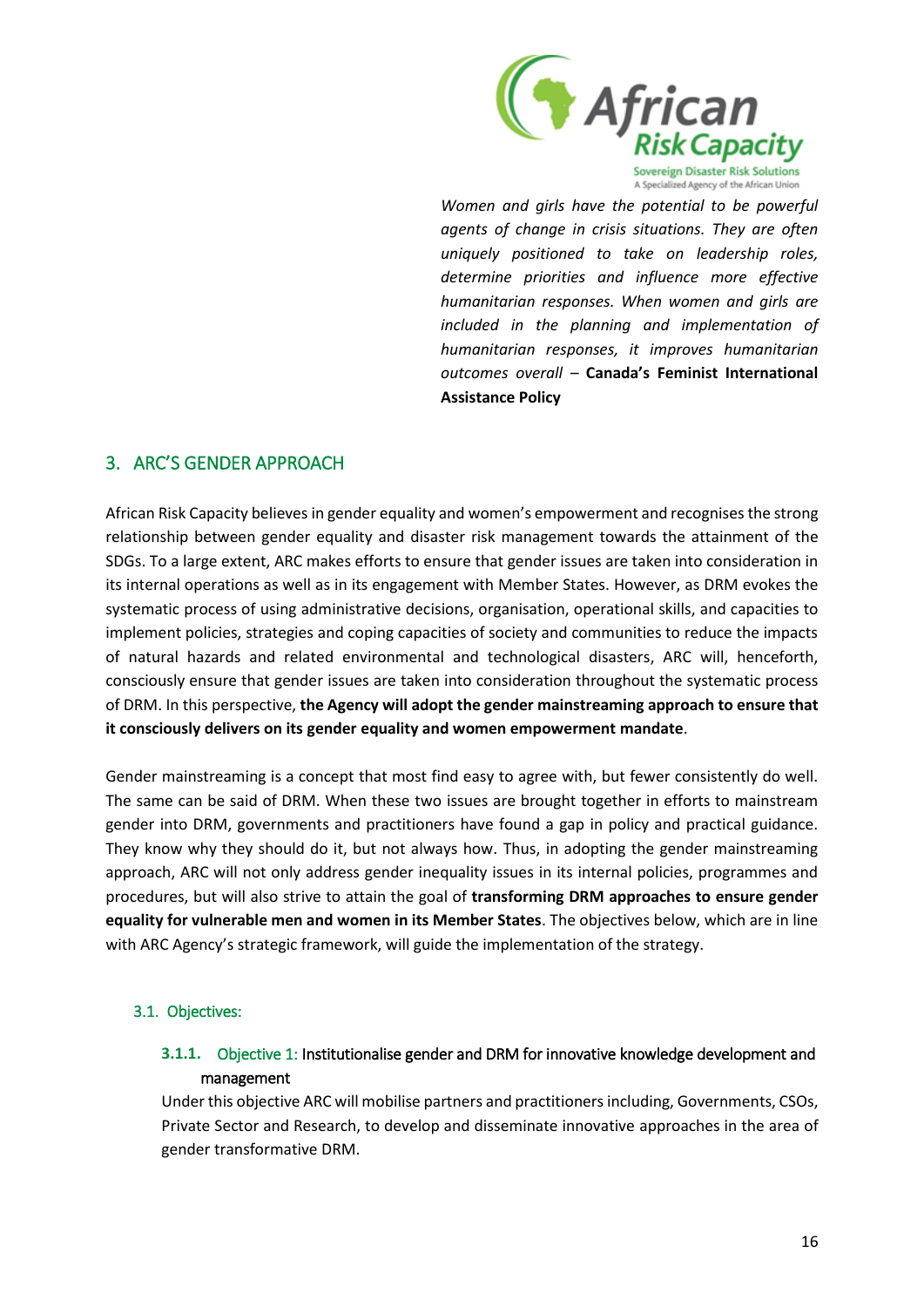*Women and girls have the potential to be powerful agents of change in crisis situations. They are often uniquely positioned to take on leadership roles, determine priorities and influence more effective humanitarian responses. When women and girls are included in the planning and implementation of humanitarian responses, it improves humanitarian outcomes overall* – **Canada's Feminist International Assistance Policy**

## 3. ARC'S GENDER APPROACH

African Risk Capacity believes in gender equality and women's empowerment and recognises the strong relationship between gender equality and disaster risk management towards the attainment of the SDGs. To a large extent, ARC makes efforts to ensure that gender issues are taken into consideration in its internal operations as well as in its engagement with Member States. However, as DRM evokes the systematic process of using administrative decisions, organisation, operational skills, and capacities to implement policies, strategies and coping capacities of society and communities to reduce the impacts of natural hazards and related environmental and technological disasters, ARC will, henceforth, consciously ensure that gender issues are taken into consideration throughout the systematic process of DRM. In this perspective, **the Agency will adopt the gender mainstreaming approach to ensure that it consciously delivers on its gender equality and women empowerment mandate**.

Gender mainstreaming is a concept that most find easy to agree with, but fewer consistently do well. The same can be said of DRM. When these two issues are brought together in efforts to mainstream gender into DRM, governments and practitioners have found a gap in policy and practical guidance. They know why they should do it, but not always how. Thus, in adopting the gender mainstreaming approach, ARC will not only address gender inequality issues in its internal policies, programmes and procedures, but will also strive to attain the goal of **transforming DRM approaches to ensure gender equality for vulnerable men and women in its Member States**. The objectives below, which are in line with ARC Agency's strategic framework, will guide the implementation of the strategy.

### 3.1. Objectives:

#### 3.1.1. Objective 1: Institutionalise gender and DRM for innovative knowledge development and management

Under this objective ARC will mobilise partners and practitioners including, Governments, CSOs, Private Sector and Research, to develop and disseminate innovative approaches in the area of gender transformative DRM.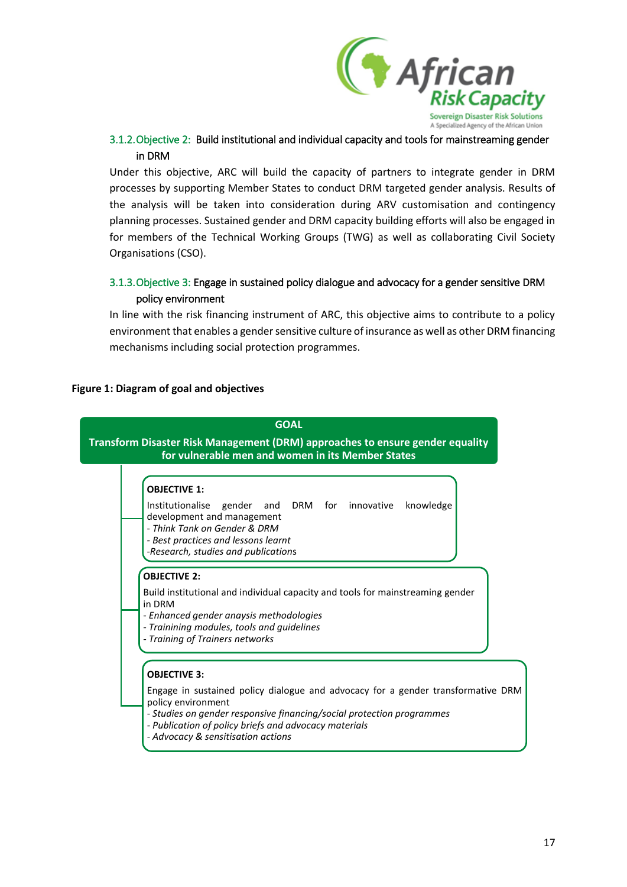### 3.1.2. Objective 2: Build institutional and individual capacity and tools for mainstreaming gender in DRM

Under this objective, ARC will build the capacity of partners to integrate gender in DRM processes by supporting Member States to conduct DRM targeted gender analysis. Results of the analysis will be taken into consideration during ARV customisation and contingency planning processes. Sustained gender and DRM capacity building efforts will also be engaged in for members of the Technical Working Groups (TWG) as well as collaborating Civil Society Organisations (CSO).

### 3.1.3. Objective 3: Engage in sustained policy dialogue and advocacy for a gender sensitive DRM policy environment

In line with the risk financing instrument of ARC, this objective aims to contribute to a policy environment that enables a gender sensitive culture of insurance as well as other DRM financing mechanisms including social protection programmes.

**Figure 1: Diagram of goal and objectives**

**GOAL**

**Transform Disaster Risk Management (DRM) approaches to ensure gender equality for vulnerable men and women in its Member States**

**OBJECTIVE 1:**

Institutionalise gender and DRM for innovative knowledge development and management

- *Think Tank on Gender & DRM*
- *Best practices and lessons learnt*
- *Research, studies and publications*

**OBJECTIVE 2:**

Build institutional and individual capacity and tools for mainstreaming gender in DRM

- *Enhanced gender anaysis methodologies*
- *Trainining modules, tools and guidelines*
- *Training of Trainers networks*

**OBJECTIVE 3:**

Engage in sustained policy dialogue and advocacy for a gender transformative DRM policy environment

- *Studies on gender responsive financing/social protection programmes*
- *Publication of policy briefs and advocacy materials*
- *Advocacy & sensitisation actions*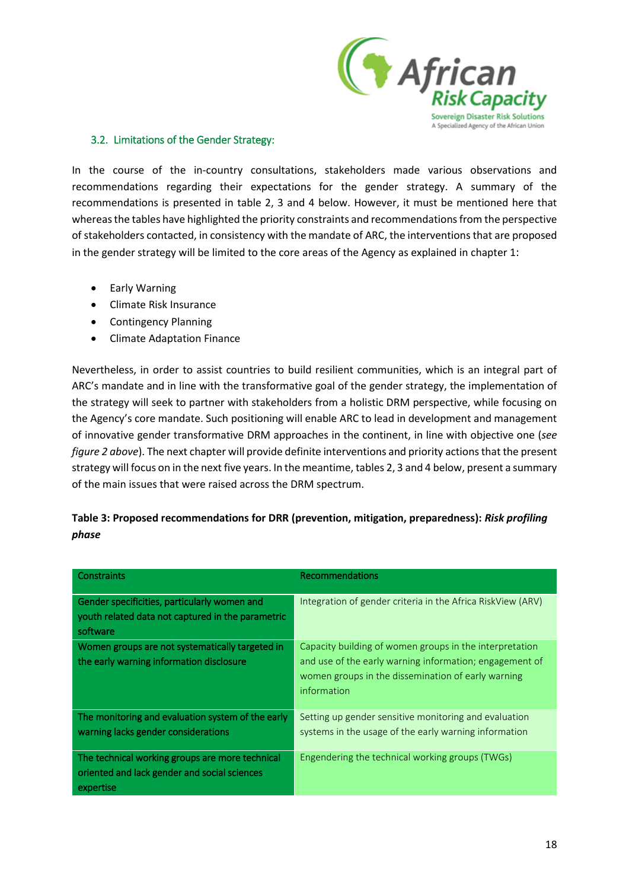### 3.2. Limitations of the Gender Strategy:

In the course of the in-country consultations, stakeholders made various observations and recommendations regarding their expectations for the gender strategy. A summary of the recommendations is presented in table 2, 3 and 4 below. However, it must be mentioned here that whereas the tables have highlighted the priority constraints and recommendations from the perspective of stakeholders contacted, in consistency with the mandate of ARC, the interventions that are proposed in the gender strategy will be limited to the core areas of the Agency as explained in chapter 1:

- Early Warning
- Climate Risk Insurance
- Contingency Planning
- Climate Adaptation Finance

Nevertheless, in order to assist countries to build resilient communities, which is an integral part of ARC's mandate and in line with the transformative goal of the gender strategy, the implementation of the strategy will seek to partner with stakeholders from a holistic DRM perspective, while focusing on the Agency's core mandate. Such positioning will enable ARC to lead in development and management of innovative gender transformative DRM approaches in the continent, in line with objective one (*see figure 2 above*). The next chapter will provide definite interventions and priority actions that the present strategy will focus on in the next five years. In the meantime, tables 2, 3 and 4 below, present a summary of the main issues that were raised across the DRM spectrum.

**Table 3: Proposed recommendations for DRR (prevention, mitigation, preparedness): *Risk profiling phase***

| Constraints | Recommendations |
|---|---|
| Gender specificities, particularly women and youth related data not captured in the parametric software | Integration of gender criteria in the Africa RiskView (ARV) |
| Women groups are not systematically targeted in the early warning information disclosure | Capacity building of women groups in the interpretation and use of the early warning information; engagement of women groups in the dissemination of early warning information |
| The monitoring and evaluation system of the early warning lacks gender considerations | Setting up gender sensitive monitoring and evaluation systems in the usage of the early warning information |
| The technical working groups are more technical oriented and lack gender and social sciences expertise | Engendering the technical working groups (TWGs) |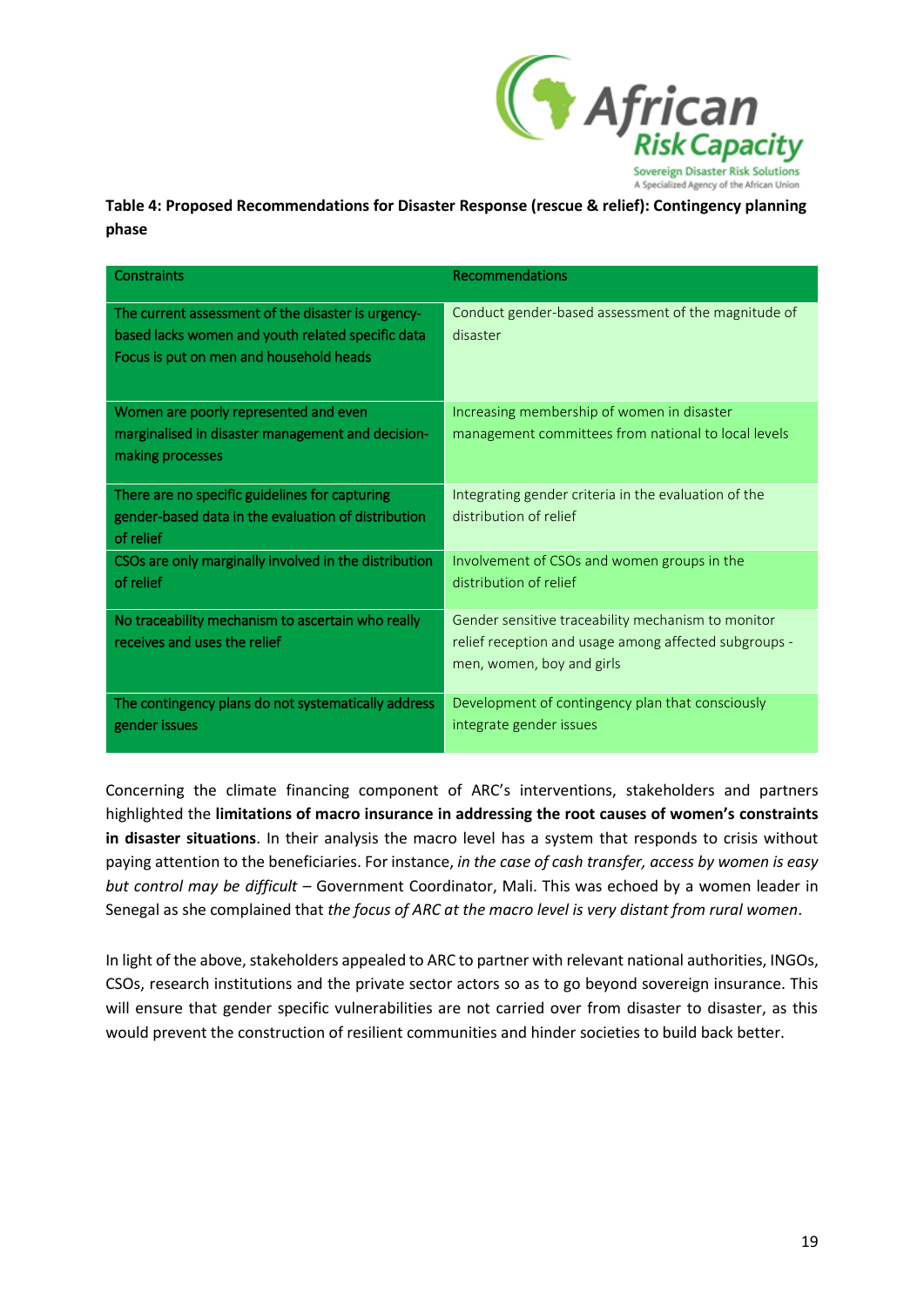**Table 4: Proposed Recommendations for Disaster Response (rescue & relief): Contingency planning phase**

| Constraints | Recommendations |
|---|---|
| The current assessment of the disaster is urgency-based lacks women and youth related specific data Focus is put on men and household heads | Conduct gender-based assessment of the magnitude of disaster |
| Women are poorly represented and even marginalised in disaster management and decision-making processes | Increasing membership of women in disaster management committees from national to local levels |
| There are no specific guidelines for capturing gender-based data in the evaluation of distribution of relief | Integrating gender criteria in the evaluation of the distribution of relief |
| CSOs are only marginally involved in the distribution of relief | Involvement of CSOs and women groups in the distribution of relief |
| No traceability mechanism to ascertain who really receives and uses the relief | Gender sensitive traceability mechanism to monitor relief reception and usage among affected subgroups - men, women, boy and girls |
| The contingency plans do not systematically address gender issues | Development of contingency plan that consciously integrate gender issues |

Concerning the climate financing component of ARC's interventions, stakeholders and partners highlighted the **limitations of macro insurance in addressing the root causes of women's constraints in disaster situations**. In their analysis the macro level has a system that responds to crisis without paying attention to the beneficiaries. For instance, *in the case of cash transfer, access by women is easy but control may be difficult* – Government Coordinator, Mali. This was echoed by a women leader in Senegal as she complained that *the focus of ARC at the macro level is very distant from rural women*.

In light of the above, stakeholders appealed to ARC to partner with relevant national authorities, INGOs, CSOs, research institutions and the private sector actors so as to go beyond sovereign insurance. This will ensure that gender specific vulnerabilities are not carried over from disaster to disaster, as this would prevent the construction of resilient communities and hinder societies to build back better.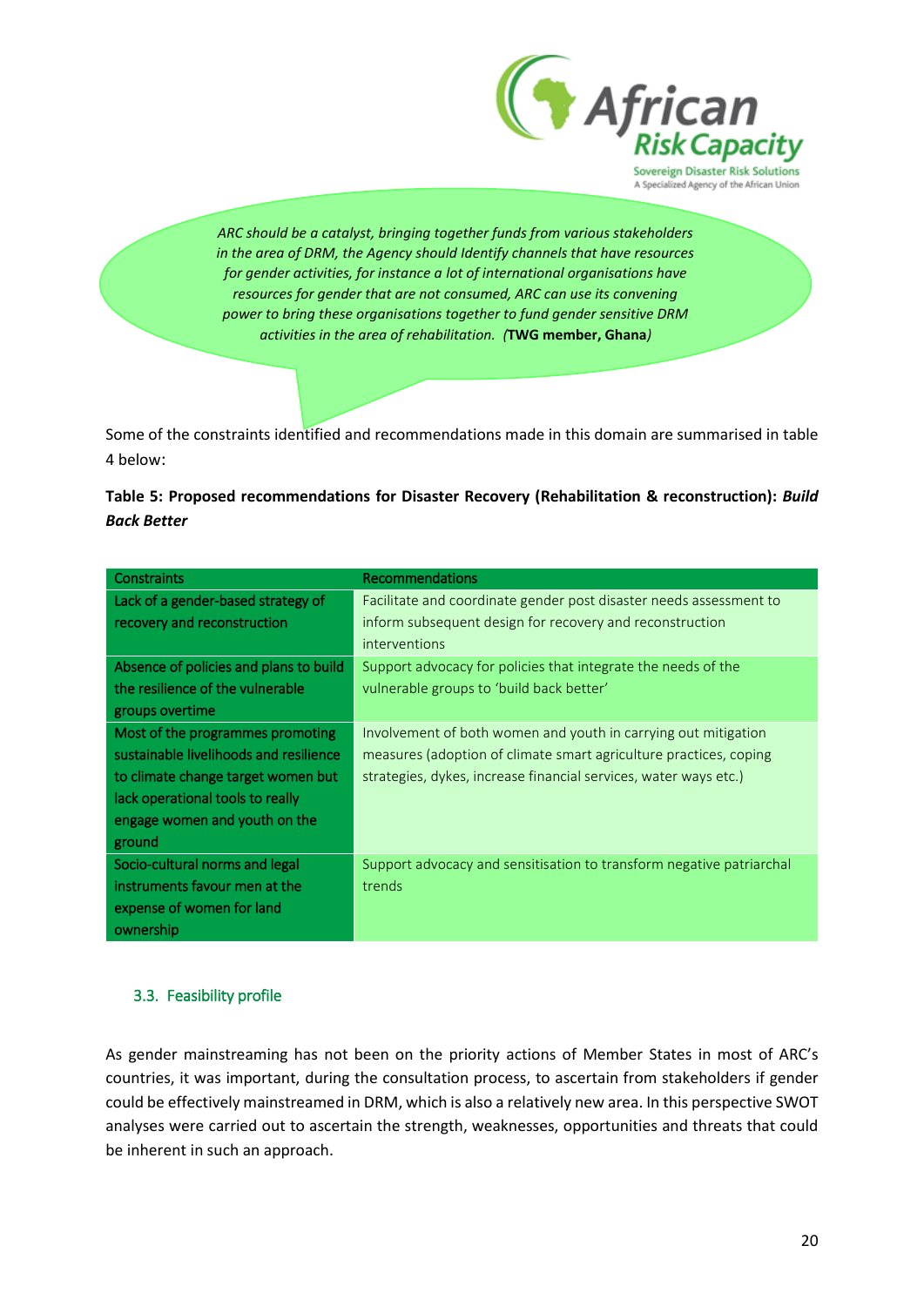*ARC should be a catalyst, bringing together funds from various stakeholders in the area of DRM, the Agency should Identify channels that have resources for gender activities, for instance a lot of international organisations have resources for gender that are not consumed, ARC can use its convening power to bring these organisations together to fund gender sensitive DRM activities in the area of rehabilitation. (***TWG member, Ghana***)*

Some of the constraints identified and recommendations made in this domain are summarised in table 4 below:

**Table 5: Proposed recommendations for Disaster Recovery (Rehabilitation & reconstruction): *Build Back Better***

| Constraints | Recommendations |
|---|---|
| Lack of a gender-based strategy of recovery and reconstruction | Facilitate and coordinate gender post disaster needs assessment to inform subsequent design for recovery and reconstruction interventions |
| Absence of policies and plans to build the resilience of the vulnerable groups overtime | Support advocacy for policies that integrate the needs of the vulnerable groups to 'build back better' |
| Most of the programmes promoting sustainable livelihoods and resilience to climate change target women but lack operational tools to really engage women and youth on the ground | Involvement of both women and youth in carrying out mitigation measures (adoption of climate smart agriculture practices, coping strategies, dykes, increase financial services, water ways etc.) |
| Socio-cultural norms and legal instruments favour men at the expense of women for land ownership | Support advocacy and sensitisation to transform negative patriarchal trends |

### 3.3. Feasibility profile

As gender mainstreaming has not been on the priority actions of Member States in most of ARC's countries, it was important, during the consultation process, to ascertain from stakeholders if gender could be effectively mainstreamed in DRM, which is also a relatively new area. In this perspective SWOT analyses were carried out to ascertain the strength, weaknesses, opportunities and threats that could be inherent in such an approach.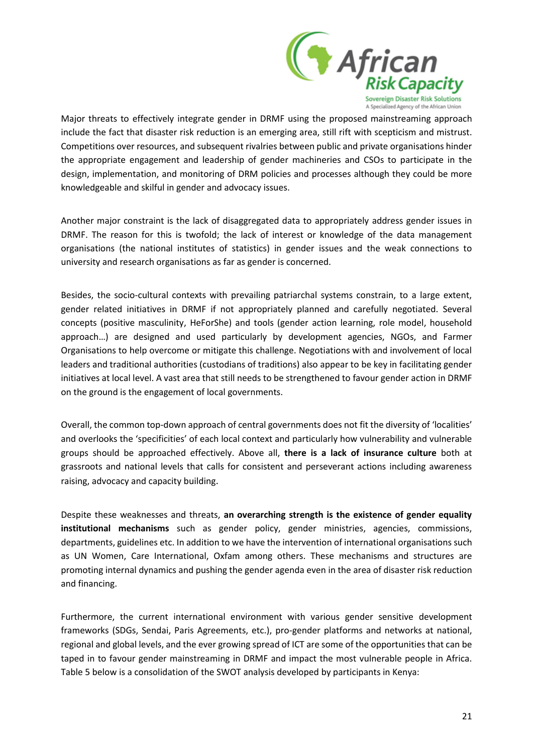Major threats to effectively integrate gender in DRMF using the proposed mainstreaming approach include the fact that disaster risk reduction is an emerging area, still rift with scepticism and mistrust. Competitions over resources, and subsequent rivalries between public and private organisations hinder the appropriate engagement and leadership of gender machineries and CSOs to participate in the design, implementation, and monitoring of DRM policies and processes although they could be more knowledgeable and skilful in gender and advocacy issues.

Another major constraint is the lack of disaggregated data to appropriately address gender issues in DRMF. The reason for this is twofold; the lack of interest or knowledge of the data management organisations (the national institutes of statistics) in gender issues and the weak connections to university and research organisations as far as gender is concerned.

Besides, the socio-cultural contexts with prevailing patriarchal systems constrain, to a large extent, gender related initiatives in DRMF if not appropriately planned and carefully negotiated. Several concepts (positive masculinity, HeForShe) and tools (gender action learning, role model, household approach…) are designed and used particularly by development agencies, NGOs, and Farmer Organisations to help overcome or mitigate this challenge. Negotiations with and involvement of local leaders and traditional authorities (custodians of traditions) also appear to be key in facilitating gender initiatives at local level. A vast area that still needs to be strengthened to favour gender action in DRMF on the ground is the engagement of local governments.

Overall, the common top-down approach of central governments does not fit the diversity of 'localities' and overlooks the 'specificities' of each local context and particularly how vulnerability and vulnerable groups should be approached effectively. Above all, **there is a lack of insurance culture** both at grassroots and national levels that calls for consistent and perseverant actions including awareness raising, advocacy and capacity building.

Despite these weaknesses and threats, **an overarching strength is the existence of gender equality institutional mechanisms** such as gender policy, gender ministries, agencies, commissions, departments, guidelines etc. In addition to we have the intervention of international organisations such as UN Women, Care International, Oxfam among others. These mechanisms and structures are promoting internal dynamics and pushing the gender agenda even in the area of disaster risk reduction and financing.

Furthermore, the current international environment with various gender sensitive development frameworks (SDGs, Sendai, Paris Agreements, etc.), pro-gender platforms and networks at national, regional and global levels, and the ever growing spread of ICT are some of the opportunities that can be taped in to favour gender mainstreaming in DRMF and impact the most vulnerable people in Africa. Table 5 below is a consolidation of the SWOT analysis developed by participants in Kenya: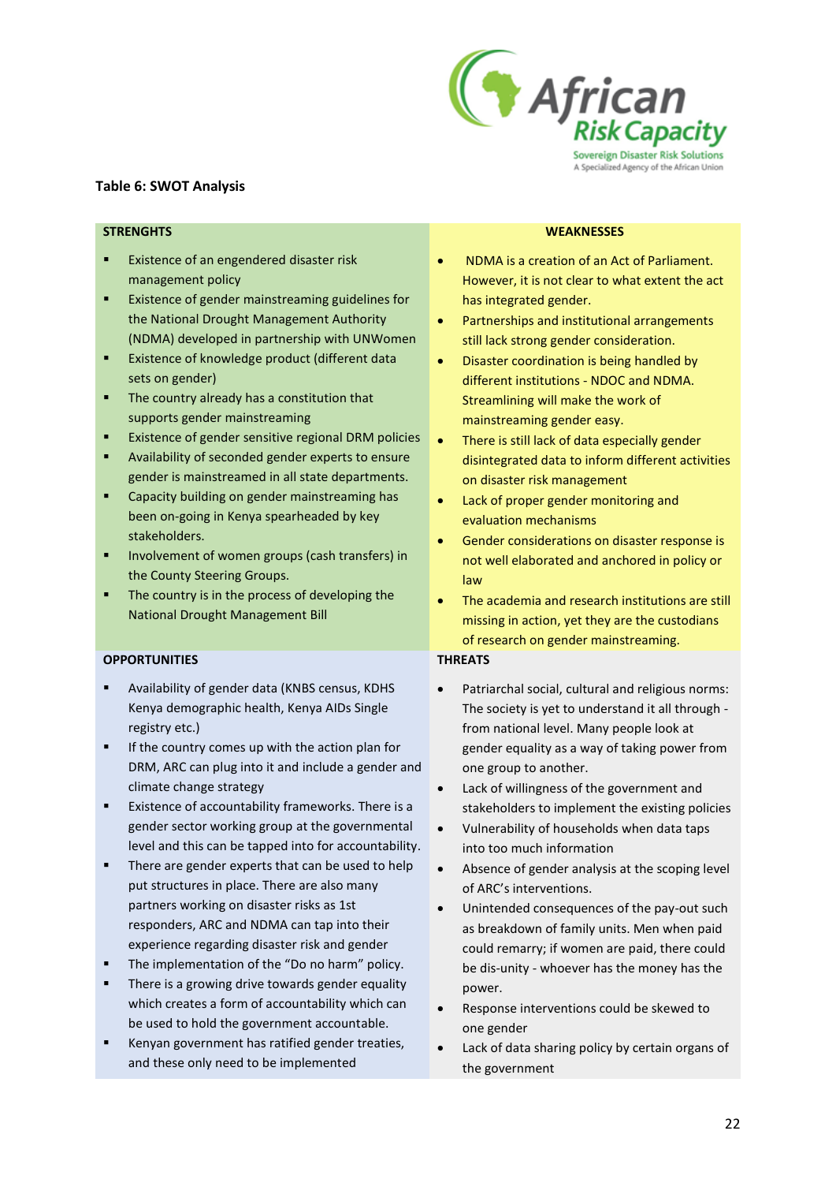**Table 6: SWOT Analysis**

| STRENGHTS | WEAKNESSES |
|---|---|
| ▪ Existence of an engendered disaster risk management policy<br>▪ Existence of gender mainstreaming guidelines for the National Drought Management Authority (NDMA) developed in partnership with UNWomen<br>▪ Existence of knowledge product (different data sets on gender)<br>▪ The country already has a constitution that supports gender mainstreaming<br>▪ Existence of gender sensitive regional DRM policies<br>▪ Availability of seconded gender experts to ensure gender is mainstreamed in all state departments.<br>▪ Capacity building on gender mainstreaming has been on-going in Kenya spearheaded by key stakeholders.<br>▪ Involvement of women groups (cash transfers) in the County Steering Groups.<br>▪ The country is in the process of developing the National Drought Management Bill | • NDMA is a creation of an Act of Parliament. However, it is not clear to what extent the act has integrated gender.<br>• Partnerships and institutional arrangements still lack strong gender consideration.<br>• Disaster coordination is being handled by different institutions - NDOC and NDMA. Streamlining will make the work of mainstreaming gender easy.<br>• There is still lack of data especially gender disintegrated data to inform different activities on disaster risk management<br>• Lack of proper gender monitoring and evaluation mechanisms<br>• Gender considerations on disaster response is not well elaborated and anchored in policy or law<br>• The academia and research institutions are still missing in action, yet they are the custodians of research on gender mainstreaming. |
| **OPPORTUNITIES** | **THREATS** |
| ▪ Availability of gender data (KNBS census, KDHS Kenya demographic health, Kenya AIDs Single registry etc.)<br>▪ If the country comes up with the action plan for DRM, ARC can plug into it and include a gender and climate change strategy<br>▪ Existence of accountability frameworks. There is a gender sector working group at the governmental level and this can be tapped into for accountability.<br>▪ There are gender experts that can be used to help put structures in place. There are also many partners working on disaster risks as 1st responders, ARC and NDMA can tap into their experience regarding disaster risk and gender<br>▪ The implementation of the "Do no harm" policy.<br>▪ There is a growing drive towards gender equality which creates a form of accountability which can be used to hold the government accountable.<br>▪ Kenyan government has ratified gender treaties, and these only need to be implemented | • Patriarchal social, cultural and religious norms: The society is yet to understand it all through - from national level. Many people look at gender equality as a way of taking power from one group to another.<br>• Lack of willingness of the government and stakeholders to implement the existing policies<br>• Vulnerability of households when data taps into too much information<br>• Absence of gender analysis at the scoping level of ARC's interventions.<br>• Unintended consequences of the pay-out such as breakdown of family units. Men when paid could remarry; if women are paid, there could be dis-unity - whoever has the money has the power.<br>• Response interventions could be skewed to one gender<br>• Lack of data sharing policy by certain organs of the government |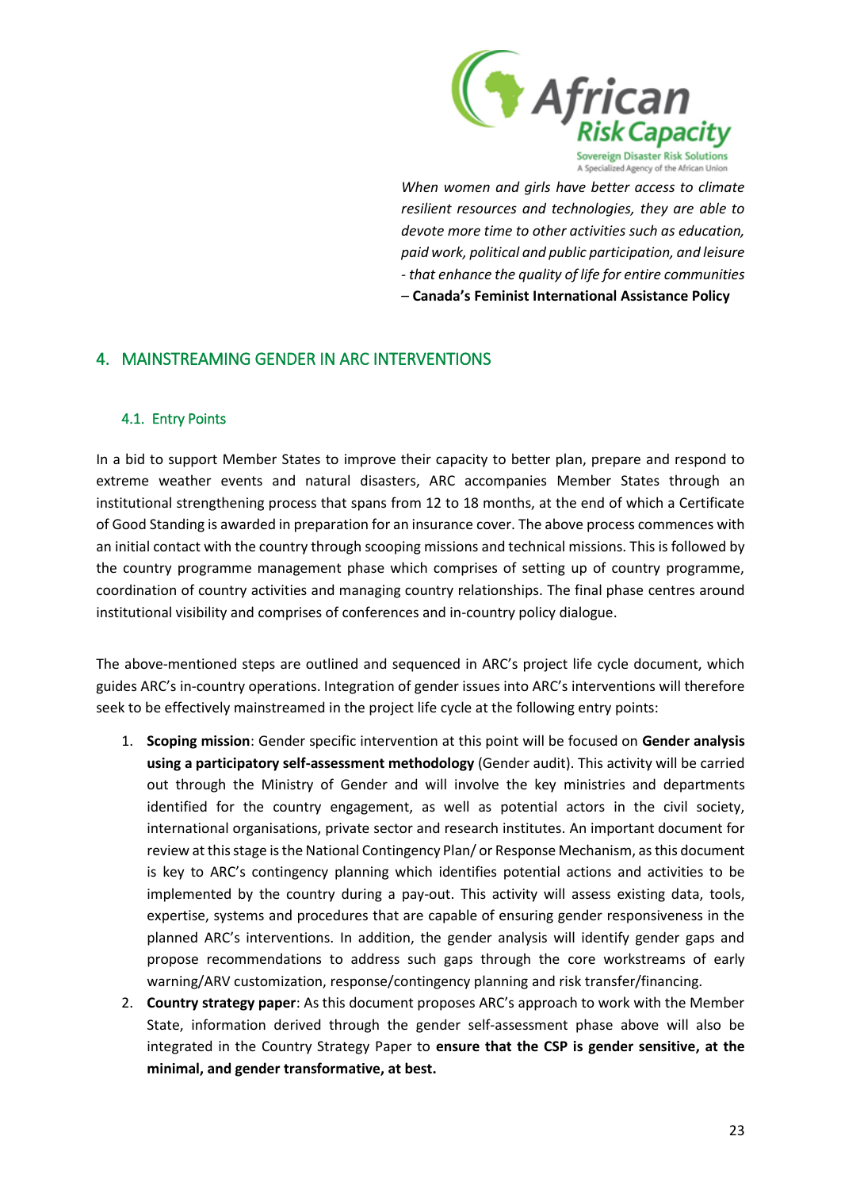*When women and girls have better access to climate resilient resources and technologies, they are able to devote more time to other activities such as education, paid work, political and public participation, and leisure - that enhance the quality of life for entire communities*
– **Canada's Feminist International Assistance Policy**

## 4. MAINSTREAMING GENDER IN ARC INTERVENTIONS

### 4.1. Entry Points

In a bid to support Member States to improve their capacity to better plan, prepare and respond to extreme weather events and natural disasters, ARC accompanies Member States through an institutional strengthening process that spans from 12 to 18 months, at the end of which a Certificate of Good Standing is awarded in preparation for an insurance cover. The above process commences with an initial contact with the country through scooping missions and technical missions. This is followed by the country programme management phase which comprises of setting up of country programme, coordination of country activities and managing country relationships. The final phase centres around institutional visibility and comprises of conferences and in-country policy dialogue.

The above-mentioned steps are outlined and sequenced in ARC's project life cycle document, which guides ARC's in-country operations. Integration of gender issues into ARC's interventions will therefore seek to be effectively mainstreamed in the project life cycle at the following entry points:

1. **Scoping mission**: Gender specific intervention at this point will be focused on **Gender analysis using a participatory self-assessment methodology** (Gender audit). This activity will be carried out through the Ministry of Gender and will involve the key ministries and departments identified for the country engagement, as well as potential actors in the civil society, international organisations, private sector and research institutes. An important document for review at this stage is the National Contingency Plan/ or Response Mechanism, as this document is key to ARC's contingency planning which identifies potential actions and activities to be implemented by the country during a pay-out. This activity will assess existing data, tools, expertise, systems and procedures that are capable of ensuring gender responsiveness in the planned ARC's interventions. In addition, the gender analysis will identify gender gaps and propose recommendations to address such gaps through the core workstreams of early warning/ARV customization, response/contingency planning and risk transfer/financing.
2. **Country strategy paper**: As this document proposes ARC's approach to work with the Member State, information derived through the gender self-assessment phase above will also be integrated in the Country Strategy Paper to **ensure that the CSP is gender sensitive, at the minimal, and gender transformative, at best.**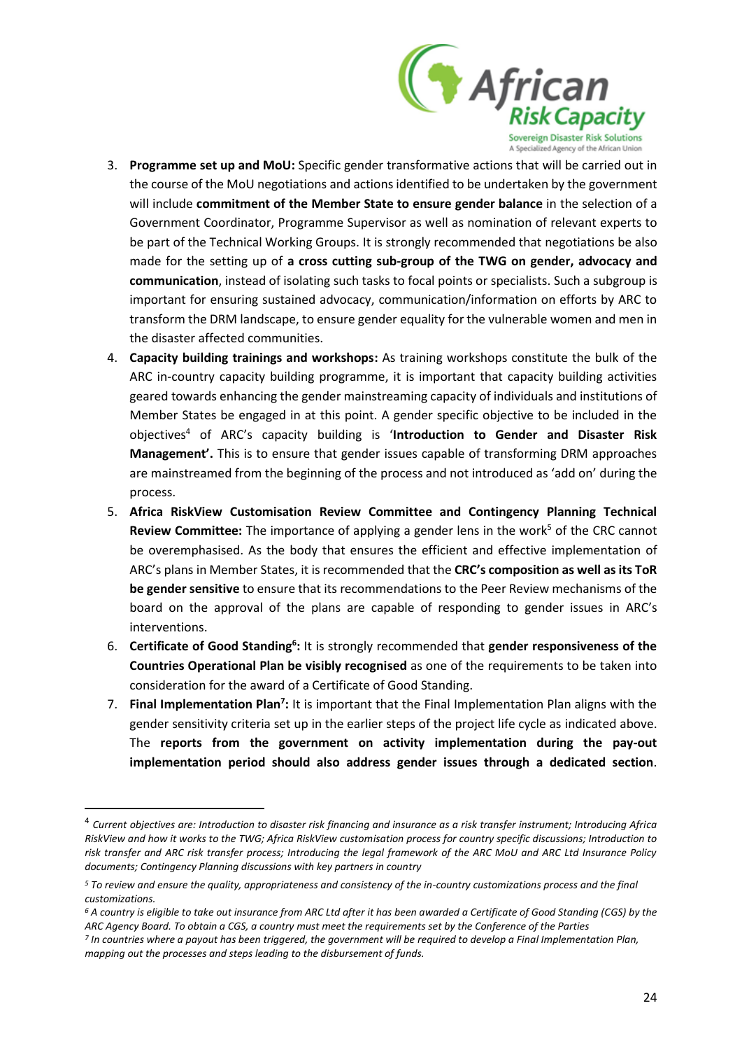3. **Programme set up and MoU:** Specific gender transformative actions that will be carried out in the course of the MoU negotiations and actions identified to be undertaken by the government will include **commitment of the Member State to ensure gender balance** in the selection of a Government Coordinator, Programme Supervisor as well as nomination of relevant experts to be part of the Technical Working Groups. It is strongly recommended that negotiations be also made for the setting up of **a cross cutting sub-group of the TWG on gender, advocacy and communication**, instead of isolating such tasks to focal points or specialists. Such a subgroup is important for ensuring sustained advocacy, communication/information on efforts by ARC to transform the DRM landscape, to ensure gender equality for the vulnerable women and men in the disaster affected communities.
4. **Capacity building trainings and workshops:** As training workshops constitute the bulk of the ARC in-country capacity building programme, it is important that capacity building activities geared towards enhancing the gender mainstreaming capacity of individuals and institutions of Member States be engaged in at this point. A gender specific objective to be included in the objectives[4] of ARC's capacity building is '**Introduction to Gender and Disaster Risk Management'.** This is to ensure that gender issues capable of transforming DRM approaches are mainstreamed from the beginning of the process and not introduced as 'add on' during the process.
5. **Africa RiskView Customisation Review Committee and Contingency Planning Technical Review Committee:** The importance of applying a gender lens in the work[5] of the CRC cannot be overemphasised. As the body that ensures the efficient and effective implementation of ARC's plans in Member States, it is recommended that the **CRC's composition as well as its ToR be gender sensitive** to ensure that its recommendations to the Peer Review mechanisms of the board on the approval of the plans are capable of responding to gender issues in ARC's interventions.
6. **Certificate of Good Standing[6]:** It is strongly recommended that **gender responsiveness of the Countries Operational Plan be visibly recognised** as one of the requirements to be taken into consideration for the award of a Certificate of Good Standing.
7. **Final Implementation Plan[7]:** It is important that the Final Implementation Plan aligns with the gender sensitivity criteria set up in the earlier steps of the project life cycle as indicated above. The **reports from the government on activity implementation during the pay-out implementation period should also address gender issues through a dedicated section**.

---

[4] *Current objectives are: Introduction to disaster risk financing and insurance as a risk transfer instrument; Introducing Africa RiskView and how it works to the TWG; Africa RiskView customisation process for country specific discussions; Introduction to risk transfer and ARC risk transfer process; Introducing the legal framework of the ARC MoU and ARC Ltd Insurance Policy documents; Contingency Planning discussions with key partners in country*

[5] *To review and ensure the quality, appropriateness and consistency of the in-country customizations process and the final customizations.*

[6] *A country is eligible to take out insurance from ARC Ltd after it has been awarded a Certificate of Good Standing (CGS) by the ARC Agency Board. To obtain a CGS, a country must meet the requirements set by the Conference of the Parties*

[7] *In countries where a payout has been triggered, the government will be required to develop a Final Implementation Plan, mapping out the processes and steps leading to the disbursement of funds.*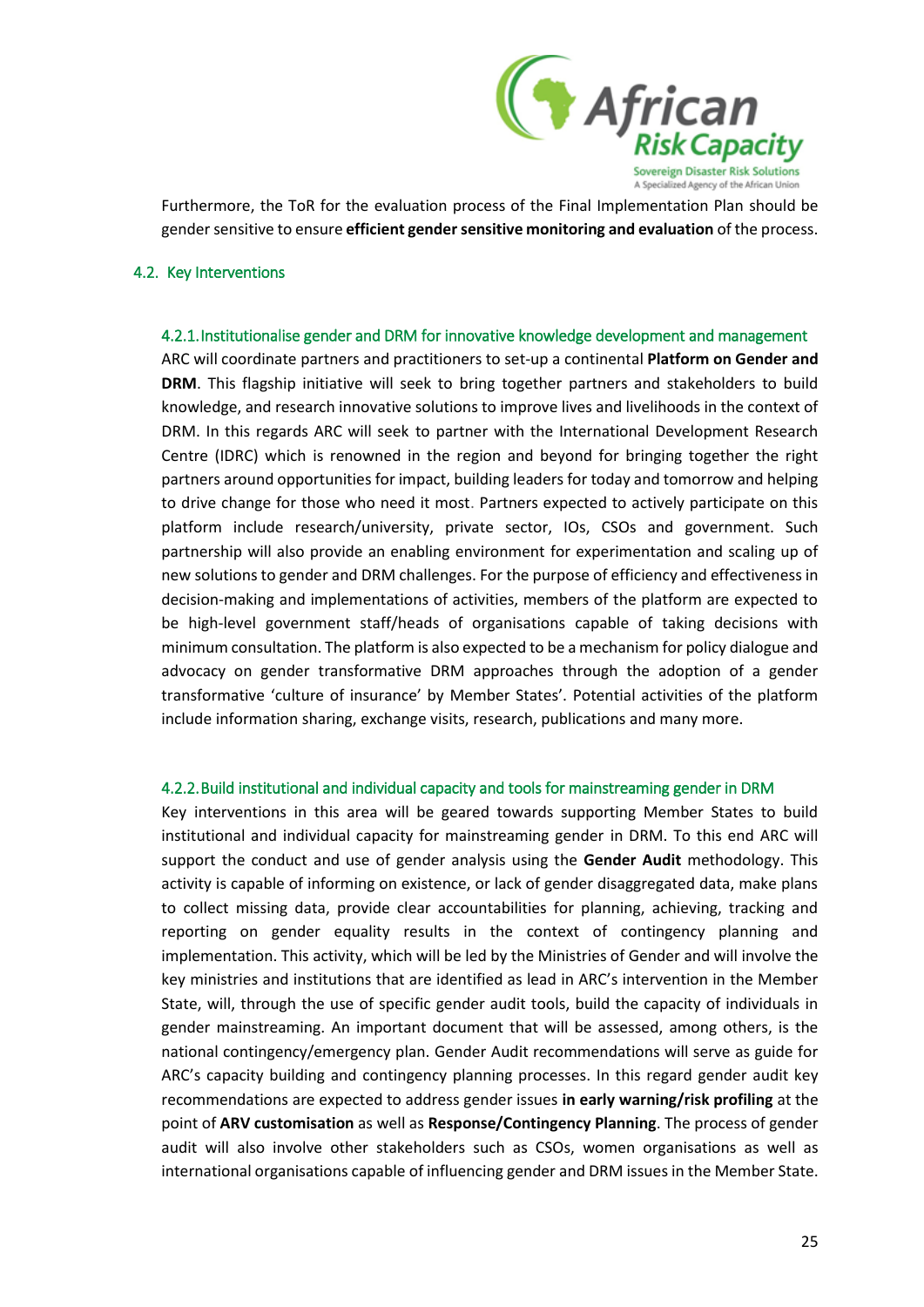Furthermore, the ToR for the evaluation process of the Final Implementation Plan should be gender sensitive to ensure **efficient gender sensitive monitoring and evaluation** of the process.

## 4.2. Key Interventions

### 4.2.1. Institutionalise gender and DRM for innovative knowledge development and management

ARC will coordinate partners and practitioners to set-up a continental **Platform on Gender and DRM**. This flagship initiative will seek to bring together partners and stakeholders to build knowledge, and research innovative solutions to improve lives and livelihoods in the context of DRM. In this regards ARC will seek to partner with the International Development Research Centre (IDRC) which is renowned in the region and beyond for bringing together the right partners around opportunities for impact, building leaders for today and tomorrow and helping to drive change for those who need it most. Partners expected to actively participate on this platform include research/university, private sector, IOs, CSOs and government. Such partnership will also provide an enabling environment for experimentation and scaling up of new solutions to gender and DRM challenges. For the purpose of efficiency and effectiveness in decision-making and implementations of activities, members of the platform are expected to be high-level government staff/heads of organisations capable of taking decisions with minimum consultation. The platform is also expected to be a mechanism for policy dialogue and advocacy on gender transformative DRM approaches through the adoption of a gender transformative 'culture of insurance' by Member States'. Potential activities of the platform include information sharing, exchange visits, research, publications and many more.

### 4.2.2. Build institutional and individual capacity and tools for mainstreaming gender in DRM

Key interventions in this area will be geared towards supporting Member States to build institutional and individual capacity for mainstreaming gender in DRM. To this end ARC will support the conduct and use of gender analysis using the **Gender Audit** methodology. This activity is capable of informing on existence, or lack of gender disaggregated data, make plans to collect missing data, provide clear accountabilities for planning, achieving, tracking and reporting on gender equality results in the context of contingency planning and implementation. This activity, which will be led by the Ministries of Gender and will involve the key ministries and institutions that are identified as lead in ARC's intervention in the Member State, will, through the use of specific gender audit tools, build the capacity of individuals in gender mainstreaming. An important document that will be assessed, among others, is the national contingency/emergency plan. Gender Audit recommendations will serve as guide for ARC's capacity building and contingency planning processes. In this regard gender audit key recommendations are expected to address gender issues **in early warning/risk profiling** at the point of **ARV customisation** as well as **Response/Contingency Planning**. The process of gender audit will also involve other stakeholders such as CSOs, women organisations as well as international organisations capable of influencing gender and DRM issues in the Member State.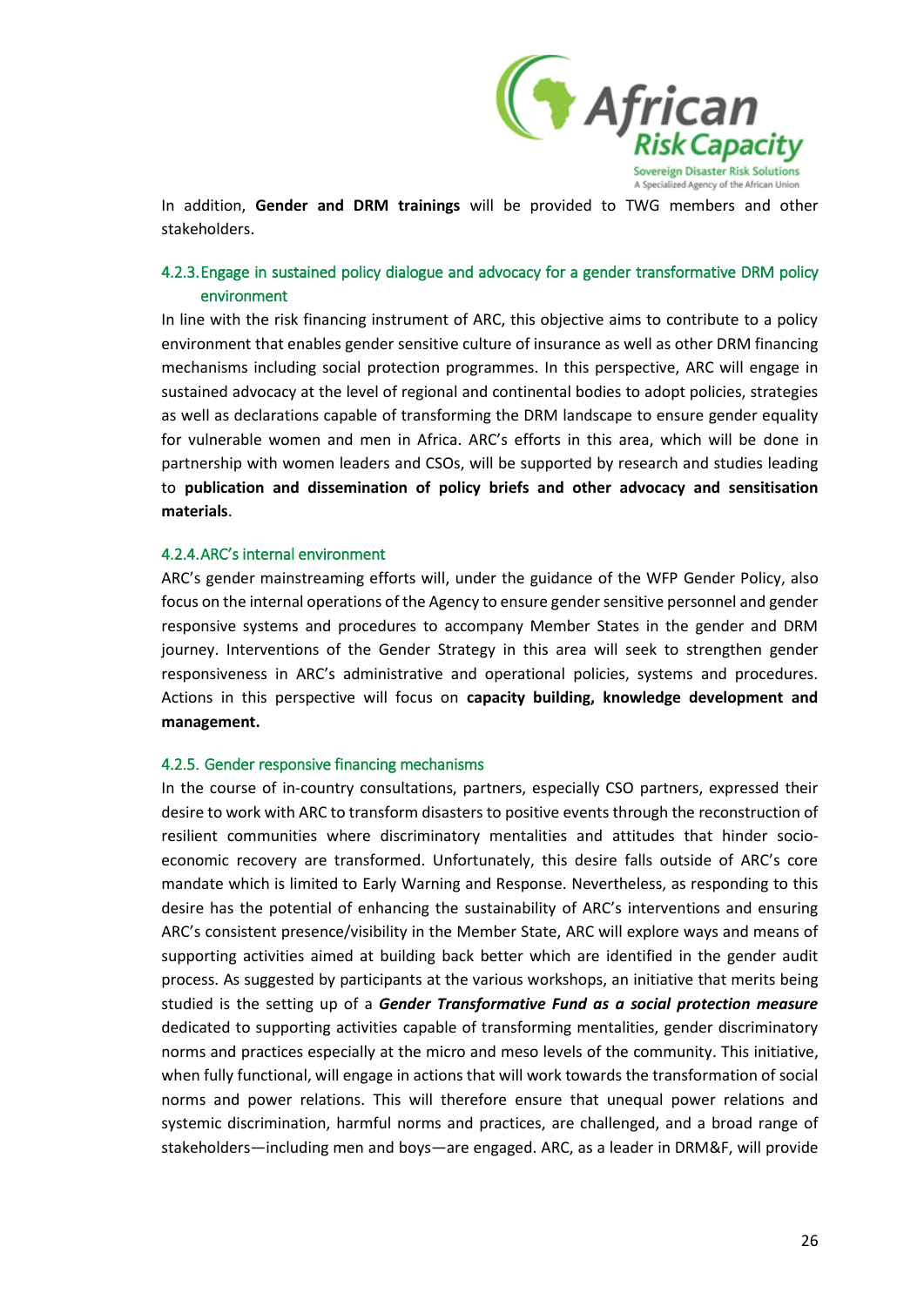In addition, **Gender and DRM trainings** will be provided to TWG members and other stakeholders.

### 4.2.3. Engage in sustained policy dialogue and advocacy for a gender transformative DRM policy environment

In line with the risk financing instrument of ARC, this objective aims to contribute to a policy environment that enables gender sensitive culture of insurance as well as other DRM financing mechanisms including social protection programmes. In this perspective, ARC will engage in sustained advocacy at the level of regional and continental bodies to adopt policies, strategies as well as declarations capable of transforming the DRM landscape to ensure gender equality for vulnerable women and men in Africa. ARC's efforts in this area, which will be done in partnership with women leaders and CSOs, will be supported by research and studies leading to **publication and dissemination of policy briefs and other advocacy and sensitisation materials**.

### 4.2.4. ARC's internal environment

ARC's gender mainstreaming efforts will, under the guidance of the WFP Gender Policy, also focus on the internal operations of the Agency to ensure gender sensitive personnel and gender responsive systems and procedures to accompany Member States in the gender and DRM journey. Interventions of the Gender Strategy in this area will seek to strengthen gender responsiveness in ARC's administrative and operational policies, systems and procedures. Actions in this perspective will focus on **capacity building, knowledge development and management.**

### 4.2.5. Gender responsive financing mechanisms

In the course of in-country consultations, partners, especially CSO partners, expressed their desire to work with ARC to transform disasters to positive events through the reconstruction of resilient communities where discriminatory mentalities and attitudes that hinder socio-economic recovery are transformed. Unfortunately, this desire falls outside of ARC's core mandate which is limited to Early Warning and Response. Nevertheless, as responding to this desire has the potential of enhancing the sustainability of ARC's interventions and ensuring ARC's consistent presence/visibility in the Member State, ARC will explore ways and means of supporting activities aimed at building back better which are identified in the gender audit process. As suggested by participants at the various workshops, an initiative that merits being studied is the setting up of a ***Gender Transformative Fund as a social protection measure*** dedicated to supporting activities capable of transforming mentalities, gender discriminatory norms and practices especially at the micro and meso levels of the community. This initiative, when fully functional, will engage in actions that will work towards the transformation of social norms and power relations. This will therefore ensure that unequal power relations and systemic discrimination, harmful norms and practices, are challenged, and a broad range of stakeholders—including men and boys—are engaged. ARC, as a leader in DRM&F, will provide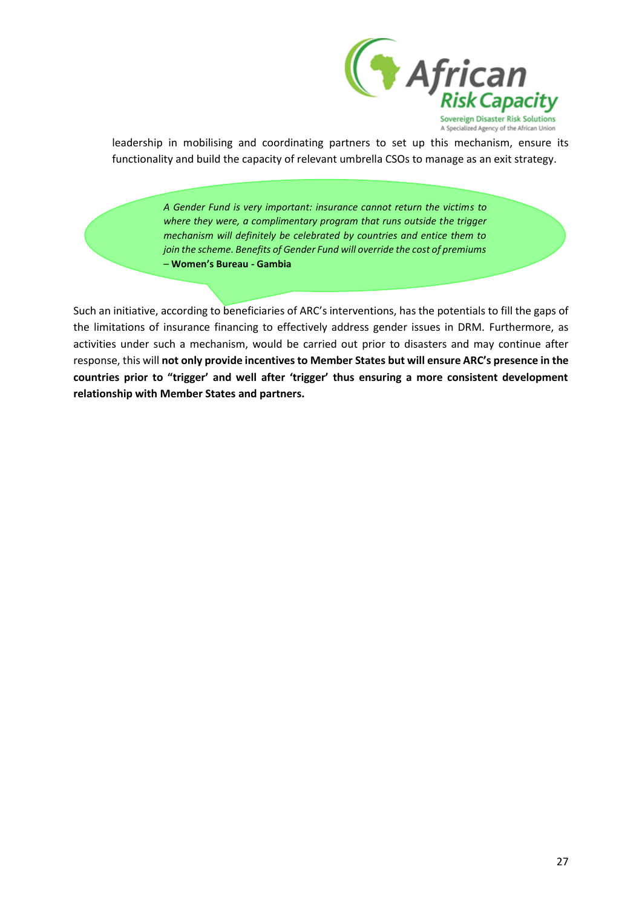leadership in mobilising and coordinating partners to set up this mechanism, ensure its functionality and build the capacity of relevant umbrella CSOs to manage as an exit strategy.

> *A Gender Fund is very important: insurance cannot return the victims to where they were, a complimentary program that runs outside the trigger mechanism will definitely be celebrated by countries and entice them to join the scheme. Benefits of Gender Fund will override the cost of premiums* – **Women's Bureau - Gambia**

Such an initiative, according to beneficiaries of ARC's interventions, has the potentials to fill the gaps of the limitations of insurance financing to effectively address gender issues in DRM. Furthermore, as activities under such a mechanism, would be carried out prior to disasters and may continue after response, this will **not only provide incentives to Member States but will ensure ARC's presence in the countries prior to "trigger' and well after 'trigger' thus ensuring a more consistent development relationship with Member States and partners.**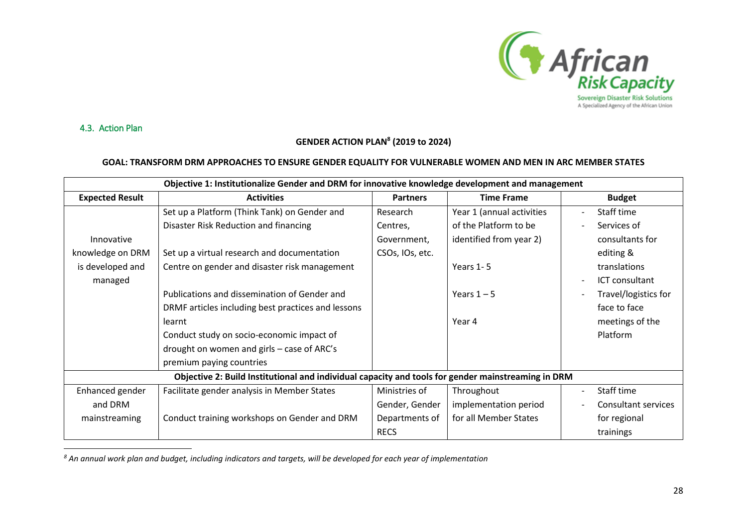### 4.3. Action Plan

**GENDER ACTION PLAN[8] (2019 to 2024)**

**GOAL: TRANSFORM DRM APPROACHES TO ENSURE GENDER EQUALITY FOR VULNERABLE WOMEN AND MEN IN ARC MEMBER STATES**

| **Objective 1: Institutionalize Gender and DRM for innovative knowledge development and management** | | | | |
|---|---|---|---|---|
| **Expected Result** | **Activities** | **Partners** | **Time Frame** | **Budget** |
| Innovative knowledge on DRM is developed and managed | Set up a Platform (Think Tank) on Gender and Disaster Risk Reduction and financing<br><br>Set up a virtual research and documentation Centre on gender and disaster risk management<br><br>Publications and dissemination of Gender and DRMF articles including best practices and lessons learnt<br><br>Conduct study on socio-economic impact of drought on women and girls – case of ARC's premium paying countries | Research Centres, Government, CSOs, IOs, etc. | Year 1 (annual activities of the Platform to be identified from year 2)<br><br>Years 1- 5<br><br>Years 1 – 5<br><br>Year 4 | - Staff time<br>- Services of consultants for editing & translations<br>- ICT consultant<br>- Travel/logistics for face to face meetings of the Platform |
| **Objective 2: Build Institutional and individual capacity and tools for gender mainstreaming in DRM** | | | | |
| Enhanced gender and DRM mainstreaming | Facilitate gender analysis in Member States<br><br>Conduct training workshops on Gender and DRM | Ministries of Gender, Gender Departments of RECS | Throughout implementation period for all Member States | - Staff time<br>- Consultant services for regional trainings |

[8] *An annual work plan and budget, including indicators and targets, will be developed for each year of implementation*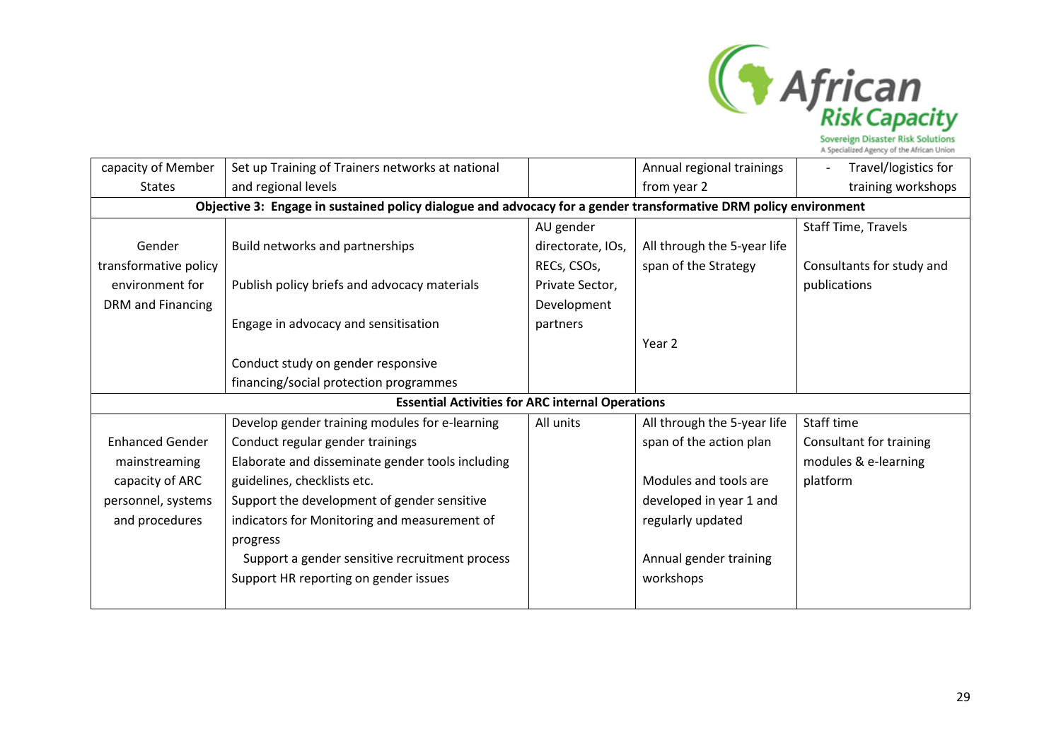| capacity of Member States | Set up Training of Trainers networks at national and regional levels | | Annual regional trainings from year 2 | - Travel/logistics for training workshops |
|---|---|---|---|---|
| **Objective 3: Engage in sustained policy dialogue and advocacy for a gender transformative DRM policy environment** | | | | |
| Gender transformative policy environment for DRM and Financing | Build networks and partnerships<br><br>Publish policy briefs and advocacy materials<br><br>Engage in advocacy and sensitisation<br><br>Conduct study on gender responsive financing/social protection programmes | AU gender directorate, IOs, RECs, CSOs, Private Sector, Development partners | All through the 5-year life span of the Strategy<br><br>Year 2 | Staff Time, Travels<br><br>Consultants for study and publications |
| **Essential Activities for ARC internal Operations** | | | | |
| Enhanced Gender mainstreaming capacity of ARC personnel, systems and procedures | Develop gender training modules for e-learning<br>Conduct regular gender trainings<br>Elaborate and disseminate gender tools including guidelines, checklists etc.<br>Support the development of gender sensitive indicators for Monitoring and measurement of progress<br>Support a gender sensitive recruitment process<br>Support HR reporting on gender issues | All units | All through the 5-year life span of the action plan<br><br>Modules and tools are developed in year 1 and regularly updated<br><br>Annual gender training workshops | Staff time<br>Consultant for training modules & e-learning platform |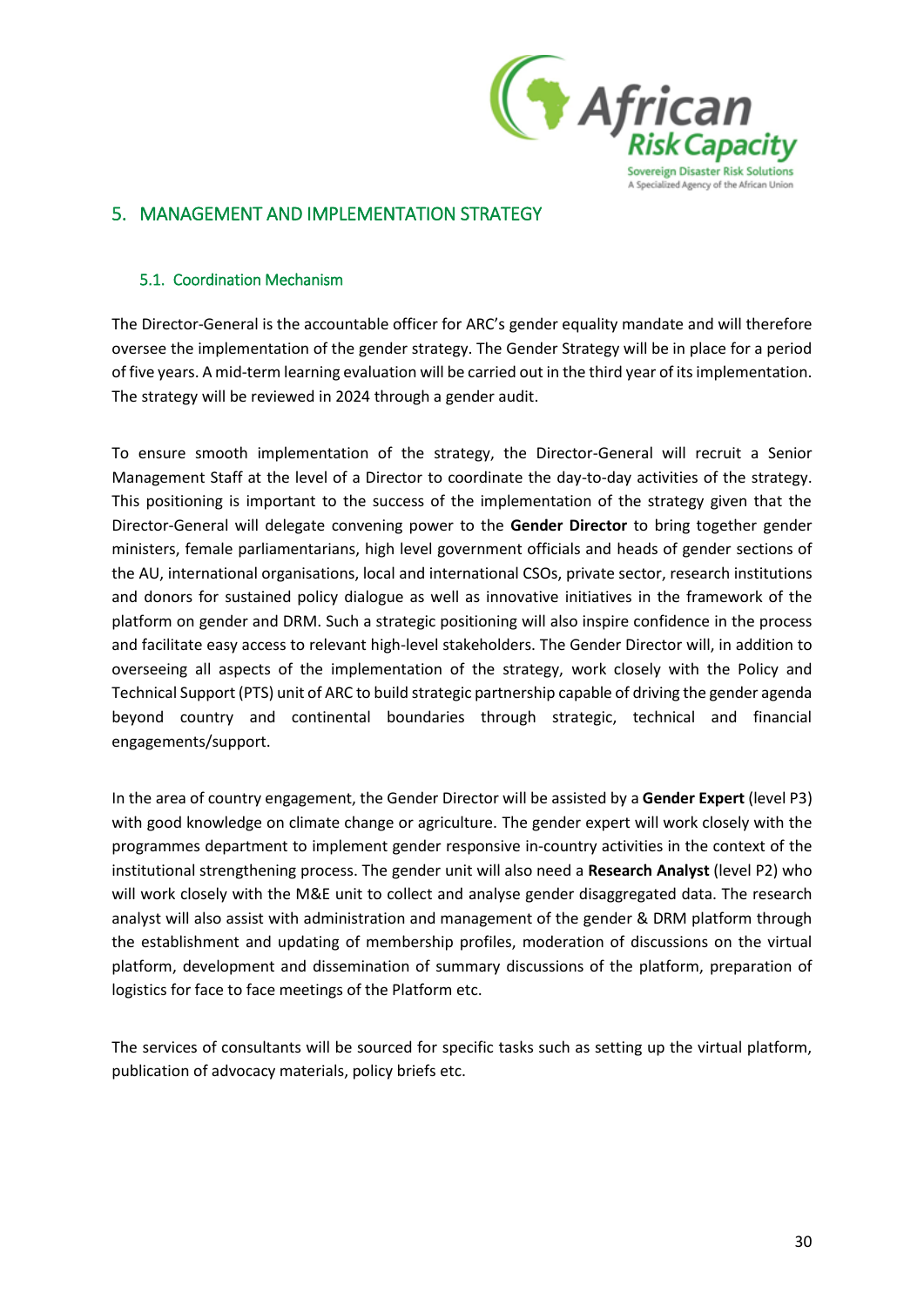## 5. MANAGEMENT AND IMPLEMENTATION STRATEGY

### 5.1. Coordination Mechanism

The Director-General is the accountable officer for ARC's gender equality mandate and will therefore oversee the implementation of the gender strategy. The Gender Strategy will be in place for a period of five years. A mid-term learning evaluation will be carried out in the third year of its implementation. The strategy will be reviewed in 2024 through a gender audit.

To ensure smooth implementation of the strategy, the Director-General will recruit a Senior Management Staff at the level of a Director to coordinate the day-to-day activities of the strategy. This positioning is important to the success of the implementation of the strategy given that the Director-General will delegate convening power to the **Gender Director** to bring together gender ministers, female parliamentarians, high level government officials and heads of gender sections of the AU, international organisations, local and international CSOs, private sector, research institutions and donors for sustained policy dialogue as well as innovative initiatives in the framework of the platform on gender and DRM. Such a strategic positioning will also inspire confidence in the process and facilitate easy access to relevant high-level stakeholders. The Gender Director will, in addition to overseeing all aspects of the implementation of the strategy, work closely with the Policy and Technical Support (PTS) unit of ARC to build strategic partnership capable of driving the gender agenda beyond country and continental boundaries through strategic, technical and financial engagements/support.

In the area of country engagement, the Gender Director will be assisted by a **Gender Expert** (level P3) with good knowledge on climate change or agriculture. The gender expert will work closely with the programmes department to implement gender responsive in-country activities in the context of the institutional strengthening process. The gender unit will also need a **Research Analyst** (level P2) who will work closely with the M&E unit to collect and analyse gender disaggregated data. The research analyst will also assist with administration and management of the gender & DRM platform through the establishment and updating of membership profiles, moderation of discussions on the virtual platform, development and dissemination of summary discussions of the platform, preparation of logistics for face to face meetings of the Platform etc.

The services of consultants will be sourced for specific tasks such as setting up the virtual platform, publication of advocacy materials, policy briefs etc.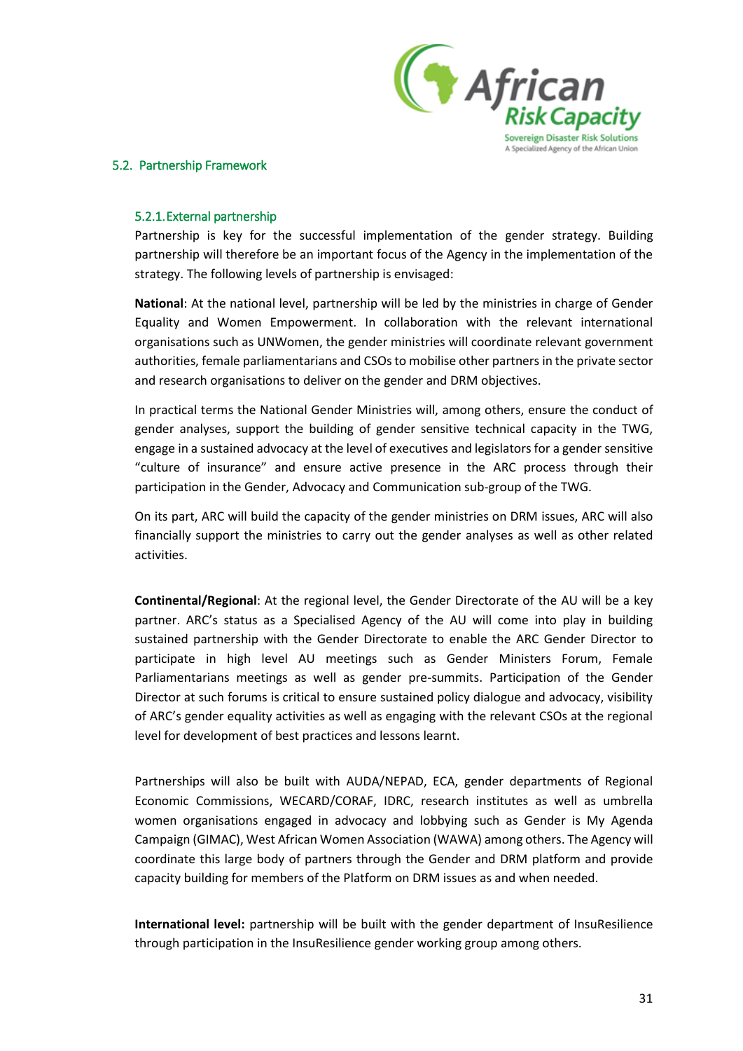## 5.2. Partnership Framework

### 5.2.1. External partnership

Partnership is key for the successful implementation of the gender strategy. Building partnership will therefore be an important focus of the Agency in the implementation of the strategy. The following levels of partnership is envisaged:

**National**: At the national level, partnership will be led by the ministries in charge of Gender Equality and Women Empowerment. In collaboration with the relevant international organisations such as UNWomen, the gender ministries will coordinate relevant government authorities, female parliamentarians and CSOs to mobilise other partners in the private sector and research organisations to deliver on the gender and DRM objectives.

In practical terms the National Gender Ministries will, among others, ensure the conduct of gender analyses, support the building of gender sensitive technical capacity in the TWG, engage in a sustained advocacy at the level of executives and legislators for a gender sensitive "culture of insurance" and ensure active presence in the ARC process through their participation in the Gender, Advocacy and Communication sub-group of the TWG.

On its part, ARC will build the capacity of the gender ministries on DRM issues, ARC will also financially support the ministries to carry out the gender analyses as well as other related activities.

**Continental/Regional**: At the regional level, the Gender Directorate of the AU will be a key partner. ARC's status as a Specialised Agency of the AU will come into play in building sustained partnership with the Gender Directorate to enable the ARC Gender Director to participate in high level AU meetings such as Gender Ministers Forum, Female Parliamentarians meetings as well as gender pre-summits. Participation of the Gender Director at such forums is critical to ensure sustained policy dialogue and advocacy, visibility of ARC's gender equality activities as well as engaging with the relevant CSOs at the regional level for development of best practices and lessons learnt.

Partnerships will also be built with AUDA/NEPAD, ECA, gender departments of Regional Economic Commissions, WECARD/CORAF, IDRC, research institutes as well as umbrella women organisations engaged in advocacy and lobbying such as Gender is My Agenda Campaign (GIMAC), West African Women Association (WAWA) among others. The Agency will coordinate this large body of partners through the Gender and DRM platform and provide capacity building for members of the Platform on DRM issues as and when needed.

**International level:** partnership will be built with the gender department of InsuResilience through participation in the InsuResilience gender working group among others.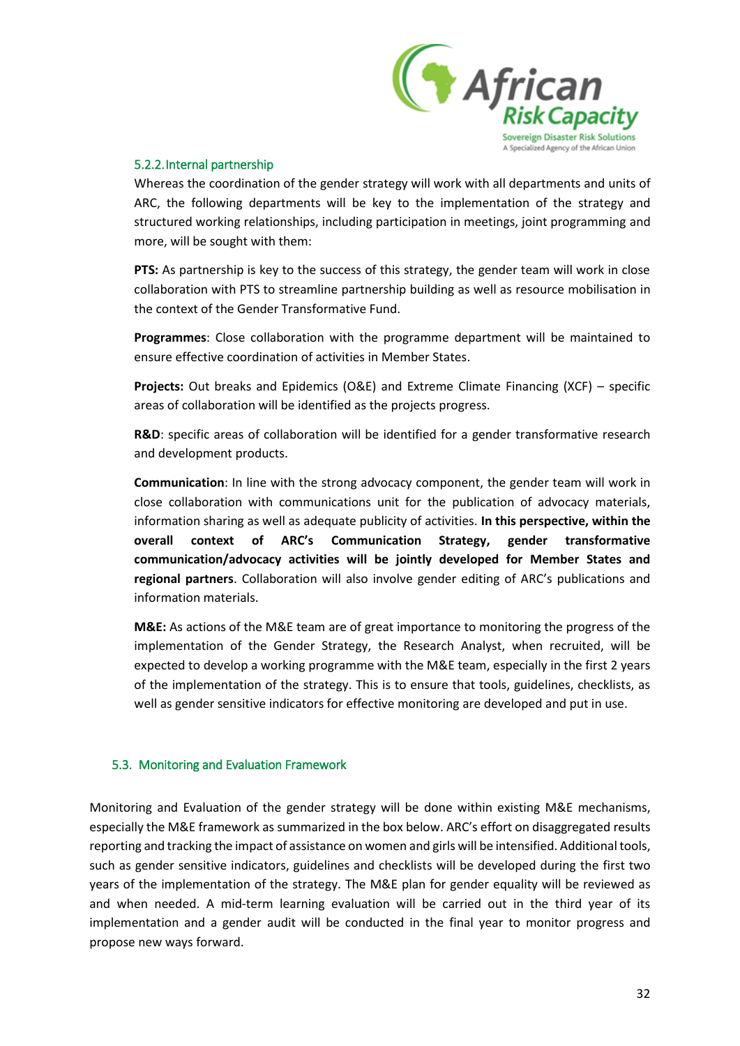### 5.2.2. Internal partnership

Whereas the coordination of the gender strategy will work with all departments and units of ARC, the following departments will be key to the implementation of the strategy and structured working relationships, including participation in meetings, joint programming and more, will be sought with them:

**PTS:** As partnership is key to the success of this strategy, the gender team will work in close collaboration with PTS to streamline partnership building as well as resource mobilisation in the context of the Gender Transformative Fund.

**Programmes**: Close collaboration with the programme department will be maintained to ensure effective coordination of activities in Member States.

**Projects:** Out breaks and Epidemics (O&E) and Extreme Climate Financing (XCF) – specific areas of collaboration will be identified as the projects progress.

**R&D**: specific areas of collaboration will be identified for a gender transformative research and development products.

**Communication**: In line with the strong advocacy component, the gender team will work in close collaboration with communications unit for the publication of advocacy materials, information sharing as well as adequate publicity of activities. **In this perspective, within the overall context of ARC's Communication Strategy, gender transformative communication/advocacy activities will be jointly developed for Member States and regional partners**. Collaboration will also involve gender editing of ARC's publications and information materials.

**M&E:** As actions of the M&E team are of great importance to monitoring the progress of the implementation of the Gender Strategy, the Research Analyst, when recruited, will be expected to develop a working programme with the M&E team, especially in the first 2 years of the implementation of the strategy. This is to ensure that tools, guidelines, checklists, as well as gender sensitive indicators for effective monitoring are developed and put in use.

## 5.3. Monitoring and Evaluation Framework

Monitoring and Evaluation of the gender strategy will be done within existing M&E mechanisms, especially the M&E framework as summarized in the box below. ARC's effort on disaggregated results reporting and tracking the impact of assistance on women and girls will be intensified. Additional tools, such as gender sensitive indicators, guidelines and checklists will be developed during the first two years of the implementation of the strategy. The M&E plan for gender equality will be reviewed as and when needed. A mid-term learning evaluation will be carried out in the third year of its implementation and a gender audit will be conducted in the final year to monitor progress and propose new ways forward.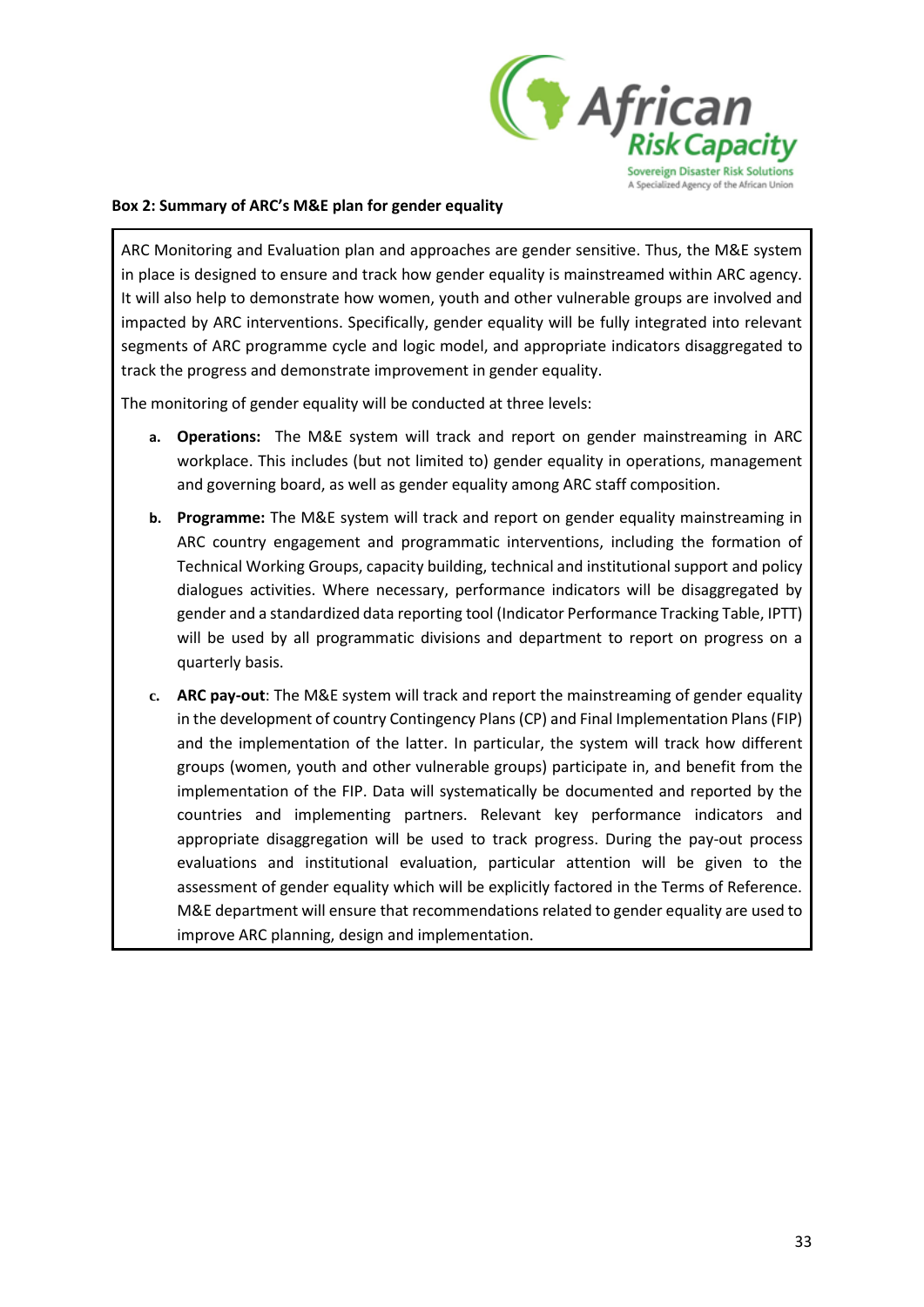**Box 2: Summary of ARC's M&E plan for gender equality**

ARC Monitoring and Evaluation plan and approaches are gender sensitive. Thus, the M&E system in place is designed to ensure and track how gender equality is mainstreamed within ARC agency. It will also help to demonstrate how women, youth and other vulnerable groups are involved and impacted by ARC interventions. Specifically, gender equality will be fully integrated into relevant segments of ARC programme cycle and logic model, and appropriate indicators disaggregated to track the progress and demonstrate improvement in gender equality.

The monitoring of gender equality will be conducted at three levels:

a. **Operations:** The M&E system will track and report on gender mainstreaming in ARC workplace. This includes (but not limited to) gender equality in operations, management and governing board, as well as gender equality among ARC staff composition.

b. **Programme:** The M&E system will track and report on gender equality mainstreaming in ARC country engagement and programmatic interventions, including the formation of Technical Working Groups, capacity building, technical and institutional support and policy dialogues activities. Where necessary, performance indicators will be disaggregated by gender and a standardized data reporting tool (Indicator Performance Tracking Table, IPTT) will be used by all programmatic divisions and department to report on progress on a quarterly basis.

c. **ARC pay-out**: The M&E system will track and report the mainstreaming of gender equality in the development of country Contingency Plans (CP) and Final Implementation Plans (FIP) and the implementation of the latter. In particular, the system will track how different groups (women, youth and other vulnerable groups) participate in, and benefit from the implementation of the FIP. Data will systematically be documented and reported by the countries and implementing partners. Relevant key performance indicators and appropriate disaggregation will be used to track progress. During the pay-out process evaluations and institutional evaluation, particular attention will be given to the assessment of gender equality which will be explicitly factored in the Terms of Reference. M&E department will ensure that recommendations related to gender equality are used to improve ARC planning, design and implementation.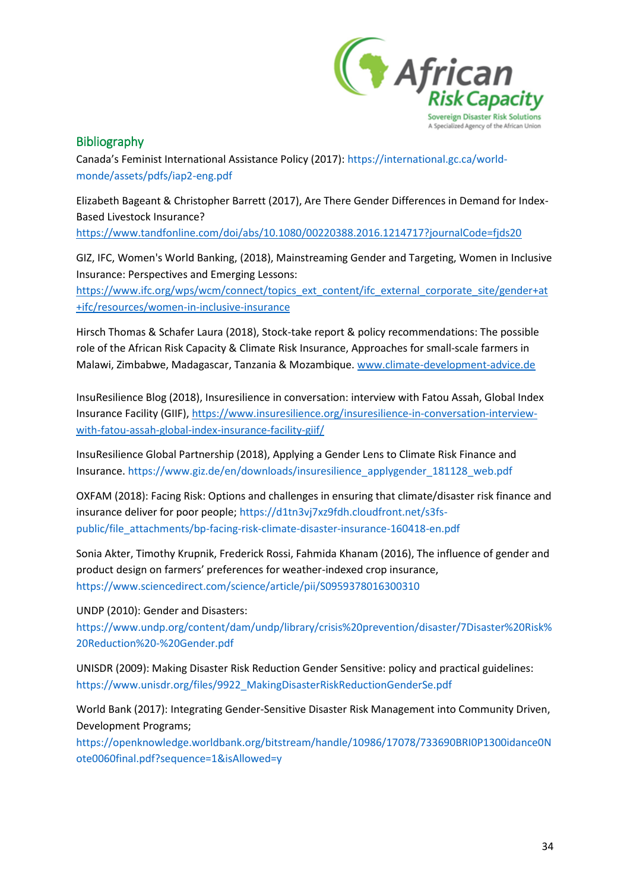## Bibliography

Canada's Feminist International Assistance Policy (2017): https://international.gc.ca/world-monde/assets/pdfs/iap2-eng.pdf

Elizabeth Bageant & Christopher Barrett (2017), Are There Gender Differences in Demand for Index-Based Livestock Insurance? https://www.tandfonline.com/doi/abs/10.1080/00220388.2016.1214717?journalCode=fjds20

GIZ, IFC, Women's World Banking, (2018), Mainstreaming Gender and Targeting, Women in Inclusive Insurance: Perspectives and Emerging Lessons: https://www.ifc.org/wps/wcm/connect/topics_ext_content/ifc_external_corporate_site/gender+at+ifc/resources/women-in-inclusive-insurance

Hirsch Thomas & Schafer Laura (2018), Stock-take report & policy recommendations: The possible role of the African Risk Capacity & Climate Risk Insurance, Approaches for small-scale farmers in Malawi, Zimbabwe, Madagascar, Tanzania & Mozambique. www.climate-development-advice.de

InsuResilience Blog (2018), Insuresilience in conversation: interview with Fatou Assah, Global Index Insurance Facility (GIIF), https://www.insuresilience.org/insuresilience-in-conversation-interview-with-fatou-assah-global-index-insurance-facility-giif/

InsuResilience Global Partnership (2018), Applying a Gender Lens to Climate Risk Finance and Insurance. https://www.giz.de/en/downloads/insuresilience_applygender_181128_web.pdf

OXFAM (2018): Facing Risk: Options and challenges in ensuring that climate/disaster risk finance and insurance deliver for poor people; https://d1tn3vj7xz9fdh.cloudfront.net/s3fs-public/file_attachments/bp-facing-risk-climate-disaster-insurance-160418-en.pdf

Sonia Akter, Timothy Krupnik, Frederick Rossi, Fahmida Khanam (2016), The influence of gender and product design on farmers' preferences for weather-indexed crop insurance, https://www.sciencedirect.com/science/article/pii/S0959378016300310

UNDP (2010): Gender and Disasters: https://www.undp.org/content/dam/undp/library/crisis%20prevention/disaster/7Disaster%20Risk%20Reduction%20-%20Gender.pdf

UNISDR (2009): Making Disaster Risk Reduction Gender Sensitive: policy and practical guidelines: https://www.unisdr.org/files/9922_MakingDisasterRiskReductionGenderSe.pdf

World Bank (2017): Integrating Gender-Sensitive Disaster Risk Management into Community Driven, Development Programs; https://openknowledge.worldbank.org/bitstream/handle/10986/17078/733690BRI0P1300idance0Note0060final.pdf?sequence=1&isAllowed=y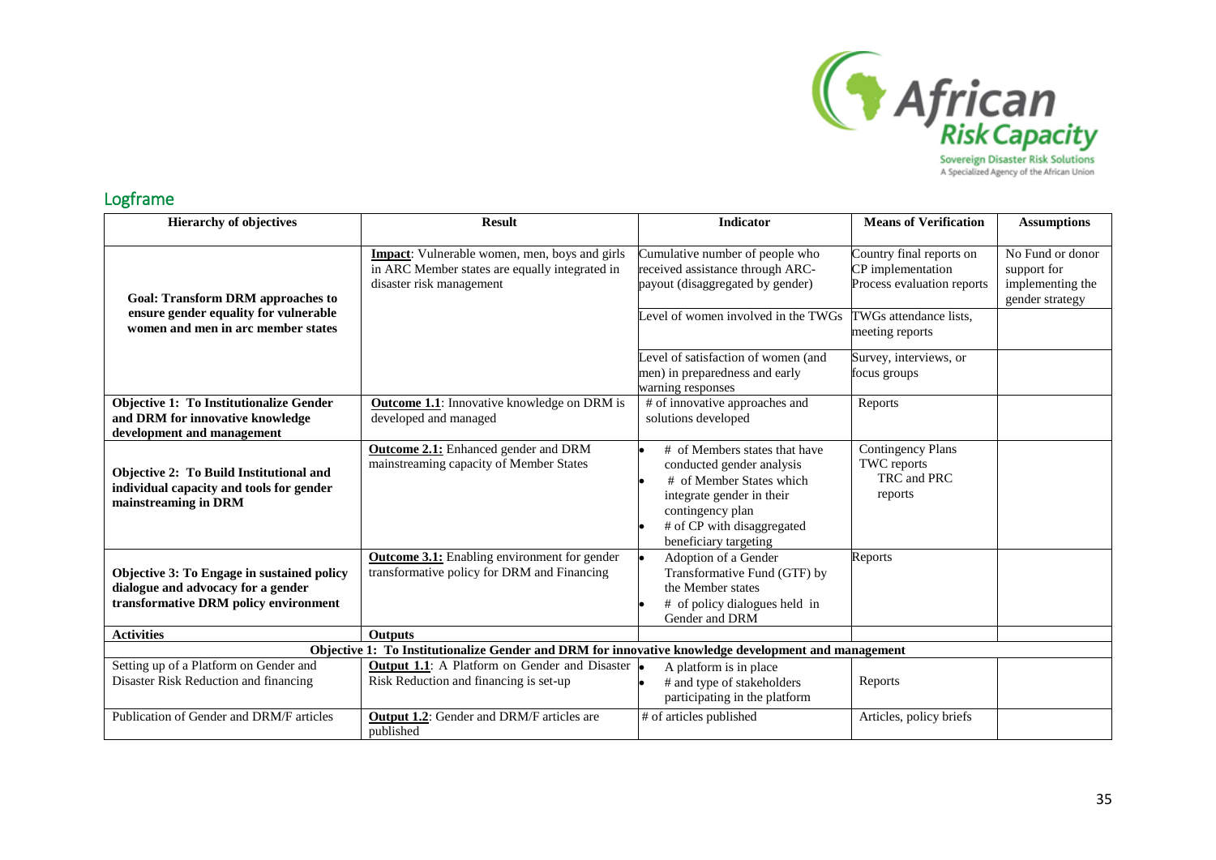## Logframe

| Hierarchy of objectives | Result | Indicator | Means of Verification | Assumptions |
|---|---|---|---|---|
| **Goal: Transform DRM approaches to ensure gender equality for vulnerable women and men in arc member states** | **Impact**: Vulnerable women, men, boys and girls in ARC Member states are equally integrated in disaster risk management | Cumulative number of people who received assistance through ARC-payout (disaggregated by gender) | Country final reports on CP implementation Process evaluation reports | No Fund or donor support for implementing the gender strategy |
| | | Level of women involved in the TWGs | TWGs attendance lists, meeting reports | |
| | | Level of satisfaction of women (and men) in preparedness and early warning responses | Survey, interviews, or focus groups | |
| **Objective 1: To Institutionalize Gender and DRM for innovative knowledge development and management** | **Outcome 1.1**: Innovative knowledge on DRM is developed and managed | # of innovative approaches and solutions developed | Reports | |
| **Objective 2: To Build Institutional and individual capacity and tools for gender mainstreaming in DRM** | **Outcome 2.1:** Enhanced gender and DRM mainstreaming capacity of Member States | • # of Members states that have conducted gender analysis<br>• # of Member States which integrate gender in their contingency plan<br>• # of CP with disaggregated beneficiary targeting | Contingency Plans TWC reports TRC and PRC reports | |
| **Objective 3: To Engage in sustained policy dialogue and advocacy for a gender transformative DRM policy environment** | **Outcome 3.1:** Enabling environment for gender transformative policy for DRM and Financing | • Adoption of a Gender Transformative Fund (GTF) by the Member states<br>• # of policy dialogues held in Gender and DRM | Reports | |
| **Activities** | **Outputs** | | | |
| **Objective 1: To Institutionalize Gender and DRM for innovative knowledge development and management** | | | | |
| Setting up of a Platform on Gender and Disaster Risk Reduction and financing | **Output 1.1**: A Platform on Gender and Disaster Risk Reduction and financing is set-up | • A platform is in place<br>• # and type of stakeholders participating in the platform | Reports | |
| Publication of Gender and DRM/F articles | **Output 1.2**: Gender and DRM/F articles are published | # of articles published | Articles, policy briefs | |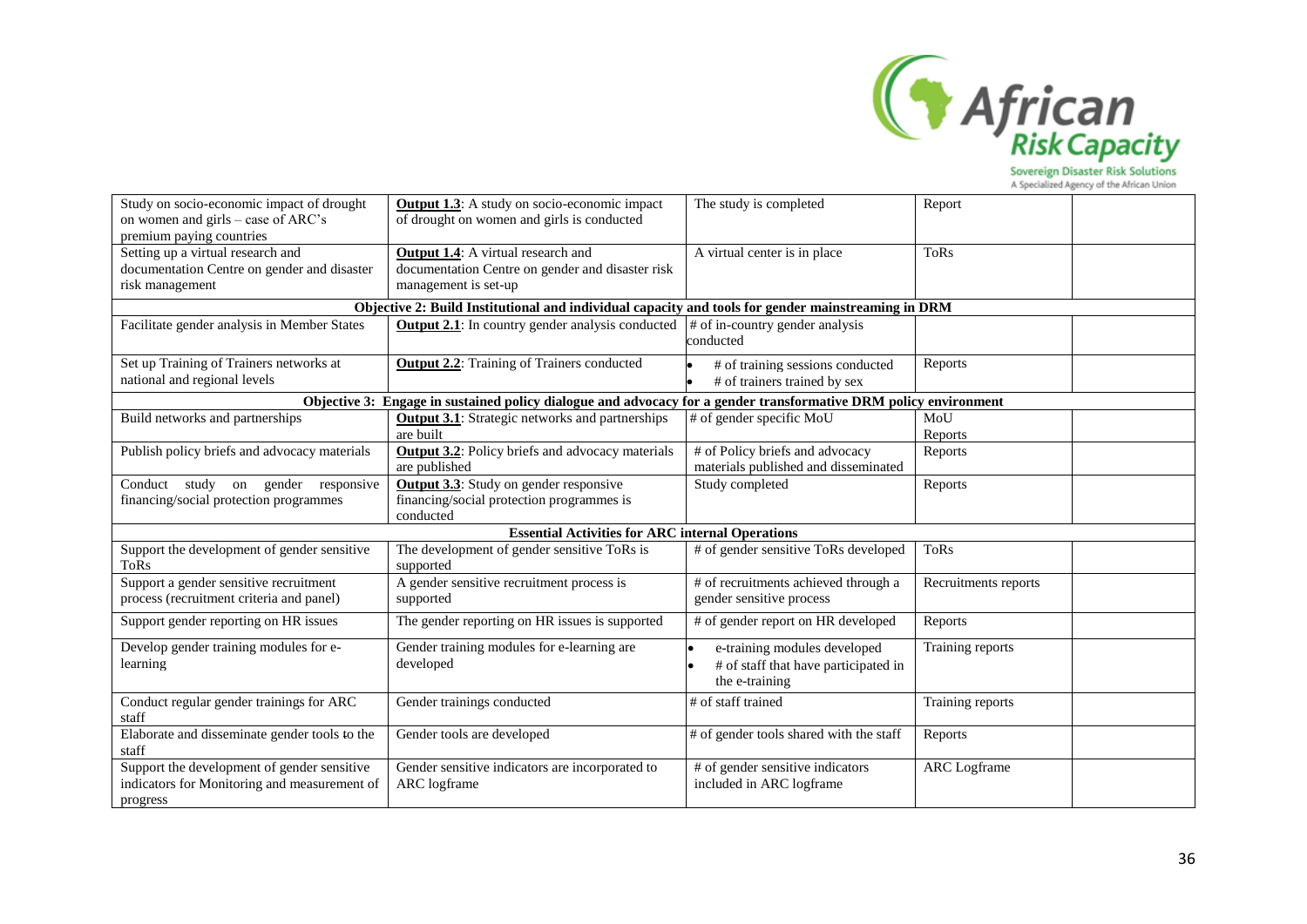| Study on socio-economic impact of drought on women and girls – case of ARC's premium paying countries | **Output 1.3**: A study on socio-economic impact of drought on women and girls is conducted | The study is completed | Report | |
|---|---|---|---|---|
| Setting up a virtual research and documentation Centre on gender and disaster risk management | **Output 1.4**: A virtual research and documentation Centre on gender and disaster risk management is set-up | A virtual center is in place | ToRs | |
| **Objective 2: Build Institutional and individual capacity and tools for gender mainstreaming in DRM** | | | | |
| Facilitate gender analysis in Member States | **Output 2.1**: In country gender analysis conducted | # of in-country gender analysis conducted | | |
| Set up Training of Trainers networks at national and regional levels | **Output 2.2**: Training of Trainers conducted | • # of training sessions conducted<br>• # of trainers trained by sex | Reports | |
| **Objective 3: Engage in sustained policy dialogue and advocacy for a gender transformative DRM policy environment** | | | | |
| Build networks and partnerships | **Output 3.1**: Strategic networks and partnerships are built | # of gender specific MoU | MoU<br>Reports | |
| Publish policy briefs and advocacy materials | **Output 3.2**: Policy briefs and advocacy materials are published | # of Policy briefs and advocacy materials published and disseminated | Reports | |
| Conduct study on gender responsive financing/social protection programmes | **Output 3.3**: Study on gender responsive financing/social protection programmes is conducted | Study completed | Reports | |
| **Essential Activities for ARC internal Operations** | | | | |
| Support the development of gender sensitive ToRs | The development of gender sensitive ToRs is supported | # of gender sensitive ToRs developed | ToRs | |
| Support a gender sensitive recruitment process (recruitment criteria and panel) | A gender sensitive recruitment process is supported | # of recruitments achieved through a gender sensitive process | Recruitments reports | |
| Support gender reporting on HR issues | The gender reporting on HR issues is supported | # of gender report on HR developed | Reports | |
| Develop gender training modules for e-learning | Gender training modules for e-learning are developed | • e-training modules developed<br>• # of staff that have participated in the e-training | Training reports | |
| Conduct regular gender trainings for ARC staff | Gender trainings conducted | # of staff trained | Training reports | |
| Elaborate and disseminate gender tools to the staff | Gender tools are developed | # of gender tools shared with the staff | Reports | |
| Support the development of gender sensitive indicators for Monitoring and measurement of progress | Gender sensitive indicators are incorporated to ARC logframe | # of gender sensitive indicators included in ARC logframe | ARC Logframe | |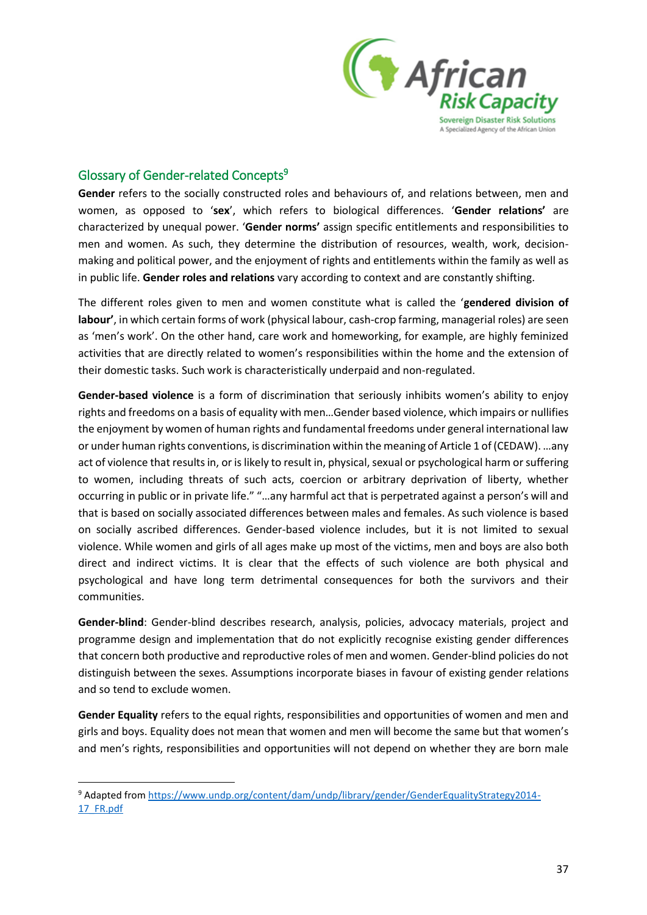## Glossary of Gender-related Concepts[9]

**Gender** refers to the socially constructed roles and behaviours of, and relations between, men and women, as opposed to '**sex**', which refers to biological differences. '**Gender relations'** are characterized by unequal power. '**Gender norms'** assign specific entitlements and responsibilities to men and women. As such, they determine the distribution of resources, wealth, work, decision-making and political power, and the enjoyment of rights and entitlements within the family as well as in public life. **Gender roles and relations** vary according to context and are constantly shifting.

The different roles given to men and women constitute what is called the '**gendered division of labour'**, in which certain forms of work (physical labour, cash-crop farming, managerial roles) are seen as 'men's work'. On the other hand, care work and homeworking, for example, are highly feminized activities that are directly related to women's responsibilities within the home and the extension of their domestic tasks. Such work is characteristically underpaid and non-regulated.

**Gender-based violence** is a form of discrimination that seriously inhibits women's ability to enjoy rights and freedoms on a basis of equality with men…Gender based violence, which impairs or nullifies the enjoyment by women of human rights and fundamental freedoms under general international law or under human rights conventions, is discrimination within the meaning of Article 1 of (CEDAW). …any act of violence that results in, or is likely to result in, physical, sexual or psychological harm or suffering to women, including threats of such acts, coercion or arbitrary deprivation of liberty, whether occurring in public or in private life." "…any harmful act that is perpetrated against a person's will and that is based on socially associated differences between males and females. As such violence is based on socially ascribed differences. Gender-based violence includes, but it is not limited to sexual violence. While women and girls of all ages make up most of the victims, men and boys are also both direct and indirect victims. It is clear that the effects of such violence are both physical and psychological and have long term detrimental consequences for both the survivors and their communities.

**Gender-blind**: Gender-blind describes research, analysis, policies, advocacy materials, project and programme design and implementation that do not explicitly recognise existing gender differences that concern both productive and reproductive roles of men and women. Gender-blind policies do not distinguish between the sexes. Assumptions incorporate biases in favour of existing gender relations and so tend to exclude women.

**Gender Equality** refers to the equal rights, responsibilities and opportunities of women and men and girls and boys. Equality does not mean that women and men will become the same but that women's and men's rights, responsibilities and opportunities will not depend on whether they are born male

[9] Adapted from https://www.undp.org/content/dam/undp/library/gender/GenderEqualityStrategy2014-17_FR.pdf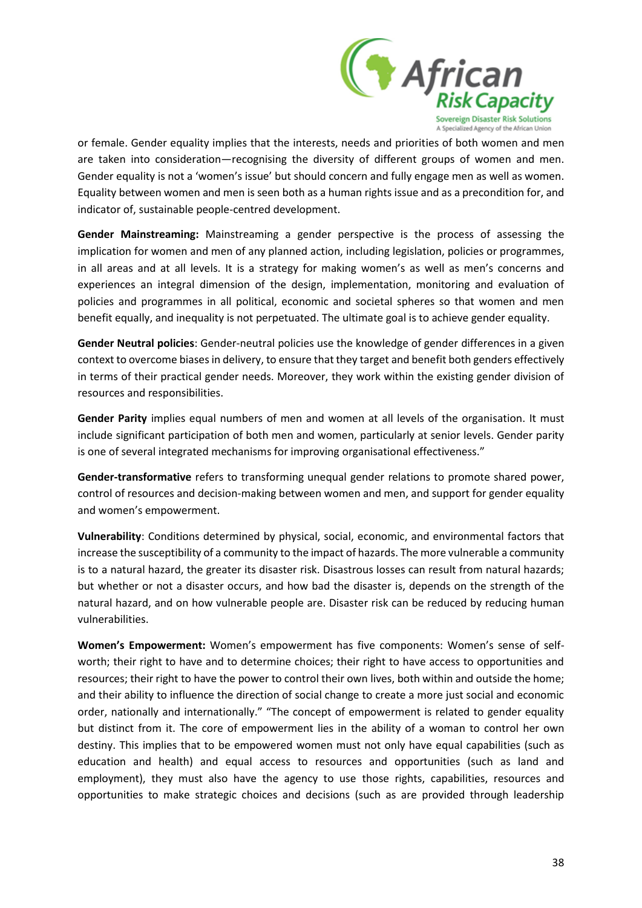or female. Gender equality implies that the interests, needs and priorities of both women and men are taken into consideration—recognising the diversity of different groups of women and men. Gender equality is not a 'women's issue' but should concern and fully engage men as well as women. Equality between women and men is seen both as a human rights issue and as a precondition for, and indicator of, sustainable people-centred development.

**Gender Mainstreaming:** Mainstreaming a gender perspective is the process of assessing the implication for women and men of any planned action, including legislation, policies or programmes, in all areas and at all levels. It is a strategy for making women's as well as men's concerns and experiences an integral dimension of the design, implementation, monitoring and evaluation of policies and programmes in all political, economic and societal spheres so that women and men benefit equally, and inequality is not perpetuated. The ultimate goal is to achieve gender equality.

**Gender Neutral policies**: Gender-neutral policies use the knowledge of gender differences in a given context to overcome biases in delivery, to ensure that they target and benefit both genders effectively in terms of their practical gender needs. Moreover, they work within the existing gender division of resources and responsibilities.

**Gender Parity** implies equal numbers of men and women at all levels of the organisation. It must include significant participation of both men and women, particularly at senior levels. Gender parity is one of several integrated mechanisms for improving organisational effectiveness."

**Gender-transformative** refers to transforming unequal gender relations to promote shared power, control of resources and decision-making between women and men, and support for gender equality and women's empowerment.

**Vulnerability**: Conditions determined by physical, social, economic, and environmental factors that increase the susceptibility of a community to the impact of hazards. The more vulnerable a community is to a natural hazard, the greater its disaster risk. Disastrous losses can result from natural hazards; but whether or not a disaster occurs, and how bad the disaster is, depends on the strength of the natural hazard, and on how vulnerable people are. Disaster risk can be reduced by reducing human vulnerabilities.

**Women's Empowerment:** Women's empowerment has five components: Women's sense of self-worth; their right to have and to determine choices; their right to have access to opportunities and resources; their right to have the power to control their own lives, both within and outside the home; and their ability to influence the direction of social change to create a more just social and economic order, nationally and internationally." "The concept of empowerment is related to gender equality but distinct from it. The core of empowerment lies in the ability of a woman to control her own destiny. This implies that to be empowered women must not only have equal capabilities (such as education and health) and equal access to resources and opportunities (such as land and employment), they must also have the agency to use those rights, capabilities, resources and opportunities to make strategic choices and decisions (such as are provided through leadership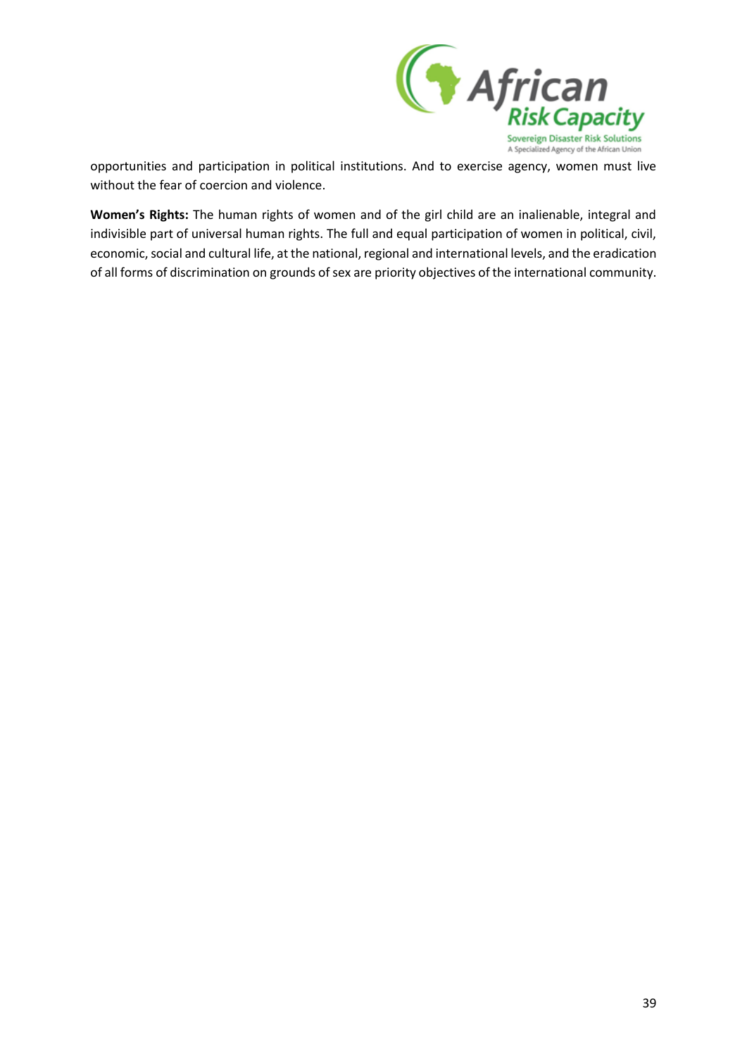opportunities and participation in political institutions. And to exercise agency, women must live without the fear of coercion and violence.

**Women's Rights:** The human rights of women and of the girl child are an inalienable, integral and indivisible part of universal human rights. The full and equal participation of women in political, civil, economic, social and cultural life, at the national, regional and international levels, and the eradication of all forms of discrimination on grounds of sex are priority objectives of the international community.